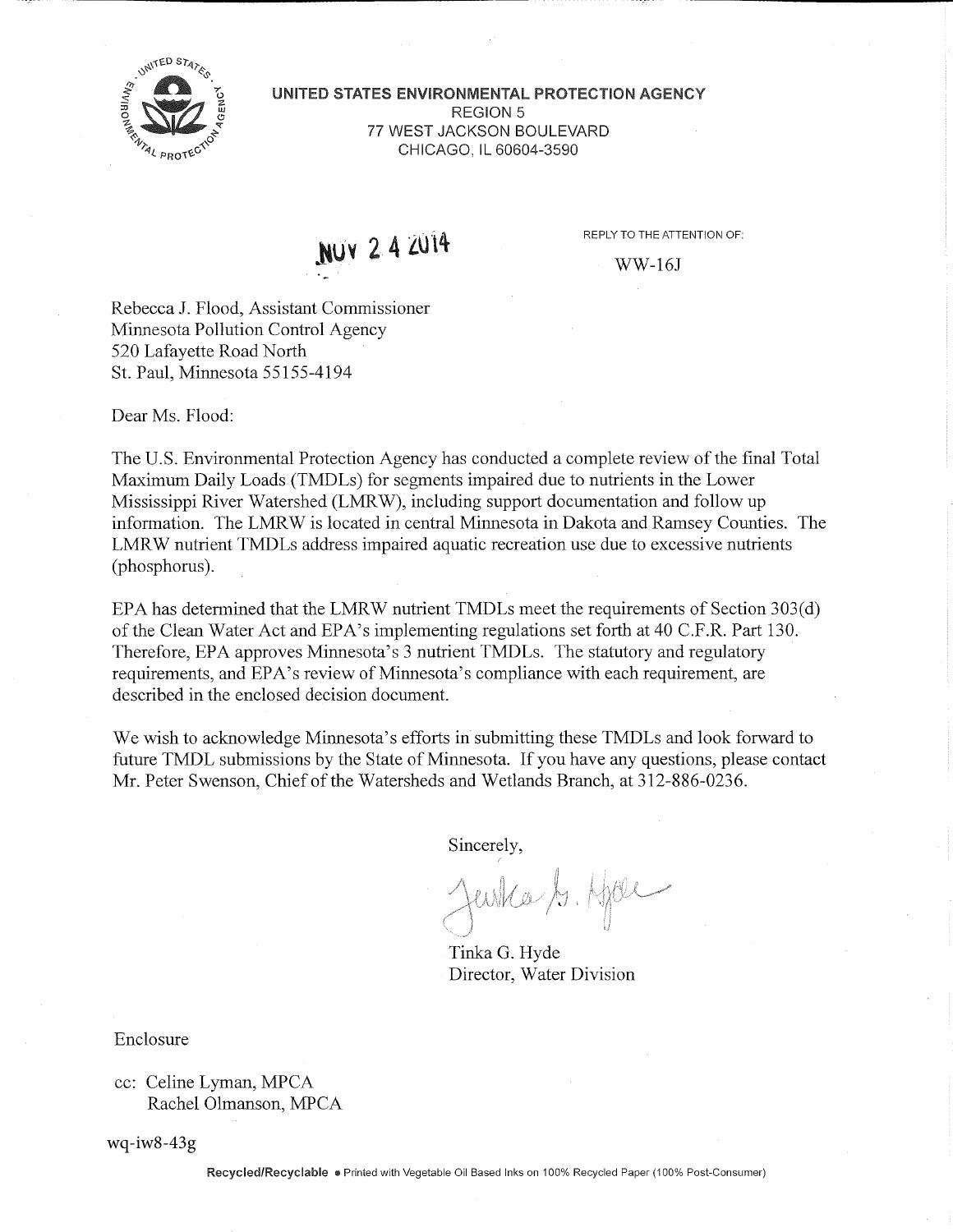**UNITED STATES ENVIRONMENTAL PROTECTION AGENCY**
REGION 5
77 WEST JACKSON BOULEVARD
CHICAGO, IL 60604-3590

NOV 24 2014

REPLY TO THE ATTENTION OF:

WW-16J

Rebecca J. Flood, Assistant Commissioner
Minnesota Pollution Control Agency
520 Lafayette Road North
St. Paul, Minnesota 55155-4194

Dear Ms. Flood:

The U.S. Environmental Protection Agency has conducted a complete review of the final Total Maximum Daily Loads (TMDLs) for segments impaired due to nutrients in the Lower Mississippi River Watershed (LMRW), including support documentation and follow up information. The LMRW is located in central Minnesota in Dakota and Ramsey Counties. The LMRW nutrient TMDLs address impaired aquatic recreation use due to excessive nutrients (phosphorus).

EPA has determined that the LMRW nutrient TMDLs meet the requirements of Section 303(d) of the Clean Water Act and EPA's implementing regulations set forth at 40 C.F.R. Part 130. Therefore, EPA approves Minnesota's 3 nutrient TMDLs. The statutory and regulatory requirements, and EPA's review of Minnesota's compliance with each requirement, are described in the enclosed decision document.

We wish to acknowledge Minnesota's efforts in submitting these TMDLs and look forward to future TMDL submissions by the State of Minnesota. If you have any questions, please contact Mr. Peter Swenson, Chief of the Watersheds and Wetlands Branch, at 312-886-0236.

Sincerely,

Tinka G. Hyde
Director, Water Division

Enclosure

cc: Celine Lyman, MPCA
Rachel Olmanson, MPCA

wq-iw8-43g

Recycled/Recyclable • Printed with Vegetable Oil Based Inks on 100% Recycled Paper (100% Post-Consumer)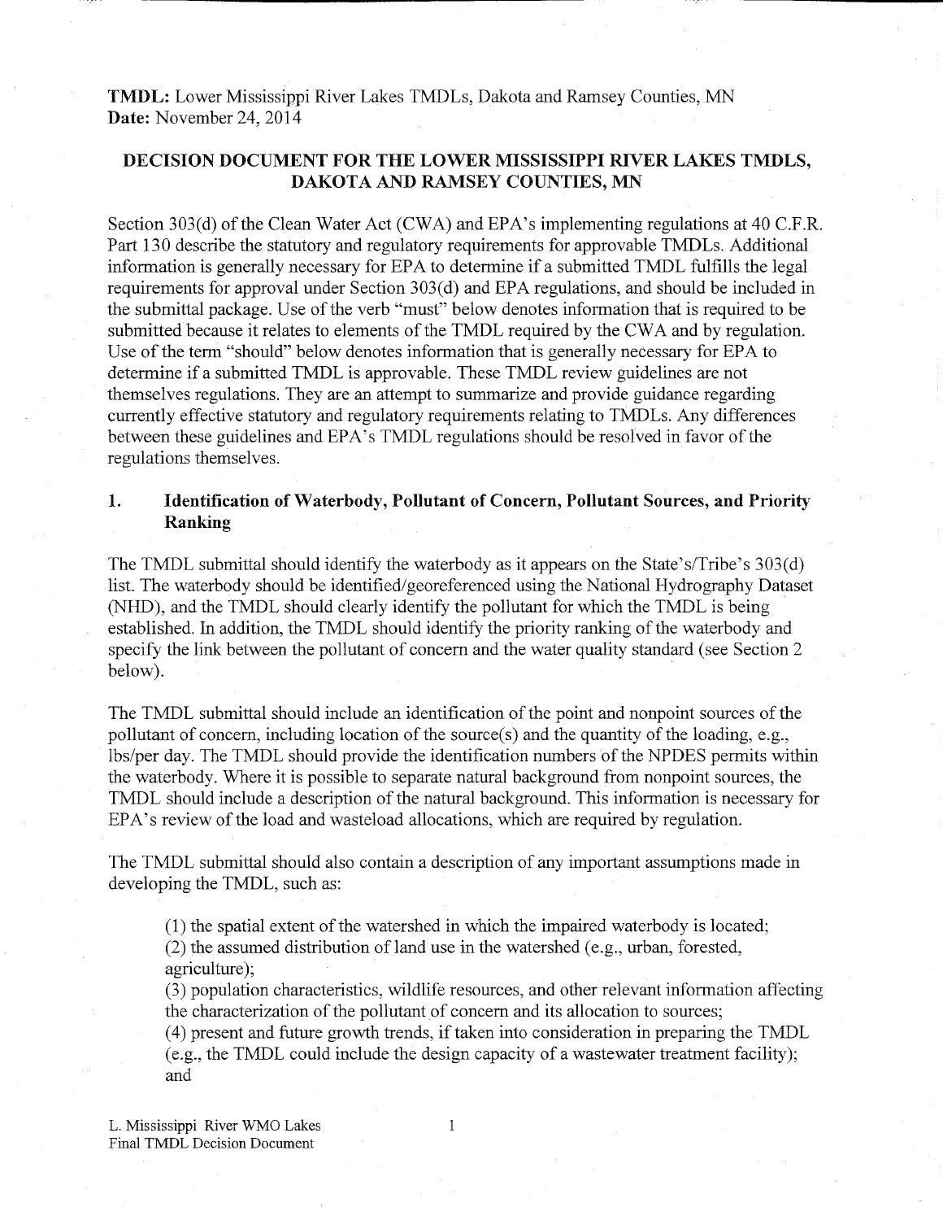**TMDL:** Lower Mississippi River Lakes TMDLs, Dakota and Ramsey Counties, MN
**Date:** November 24, 2014

## DECISION DOCUMENT FOR THE LOWER MISSISSIPPI RIVER LAKES TMDLS, DAKOTA AND RAMSEY COUNTIES, MN

Section 303(d) of the Clean Water Act (CWA) and EPA's implementing regulations at 40 C.F.R. Part 130 describe the statutory and regulatory requirements for approvable TMDLs. Additional information is generally necessary for EPA to determine if a submitted TMDL fulfills the legal requirements for approval under Section 303(d) and EPA regulations, and should be included in the submittal package. Use of the verb "must" below denotes information that is required to be submitted because it relates to elements of the TMDL required by the CWA and by regulation. Use of the term "should" below denotes information that is generally necessary for EPA to determine if a submitted TMDL is approvable. These TMDL review guidelines are not themselves regulations. They are an attempt to summarize and provide guidance regarding currently effective statutory and regulatory requirements relating to TMDLs. Any differences between these guidelines and EPA's TMDL regulations should be resolved in favor of the regulations themselves.

### 1. Identification of Waterbody, Pollutant of Concern, Pollutant Sources, and Priority Ranking

The TMDL submittal should identify the waterbody as it appears on the State's/Tribe's 303(d) list. The waterbody should be identified/georeferenced using the National Hydrography Dataset (NHD), and the TMDL should clearly identify the pollutant for which the TMDL is being established. In addition, the TMDL should identify the priority ranking of the waterbody and specify the link between the pollutant of concern and the water quality standard (see Section 2 below).

The TMDL submittal should include an identification of the point and nonpoint sources of the pollutant of concern, including location of the source(s) and the quantity of the loading, e.g., lbs/per day. The TMDL should provide the identification numbers of the NPDES permits within the waterbody. Where it is possible to separate natural background from nonpoint sources, the TMDL should include a description of the natural background. This information is necessary for EPA's review of the load and wasteload allocations, which are required by regulation.

The TMDL submittal should also contain a description of any important assumptions made in developing the TMDL, such as:

(1) the spatial extent of the watershed in which the impaired waterbody is located;
(2) the assumed distribution of land use in the watershed (e.g., urban, forested, agriculture);
(3) population characteristics, wildlife resources, and other relevant information affecting the characterization of the pollutant of concern and its allocation to sources;
(4) present and future growth trends, if taken into consideration in preparing the TMDL (e.g., the TMDL could include the design capacity of a wastewater treatment facility); and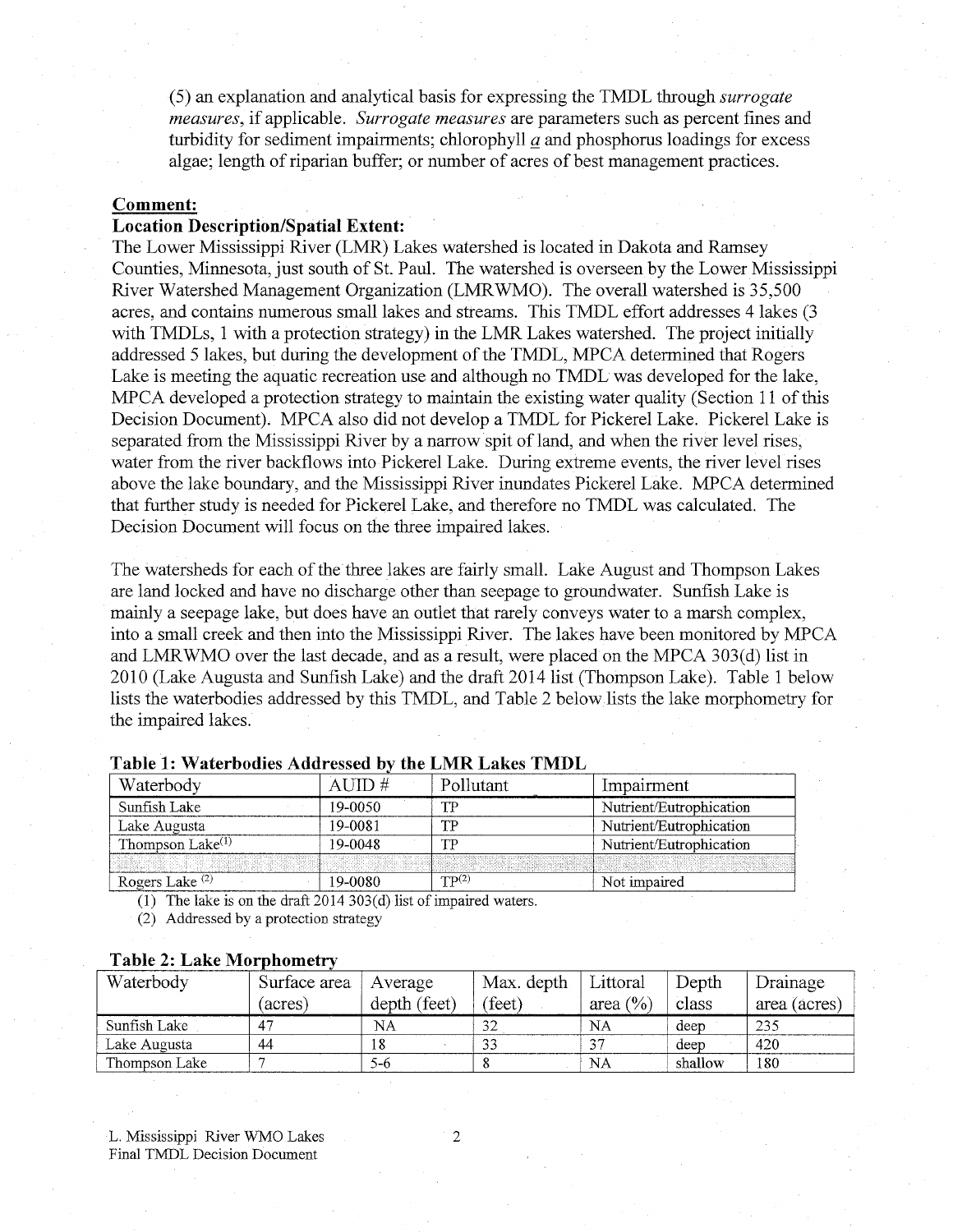(5) an explanation and analytical basis for expressing the TMDL through *surrogate measures*, if applicable. *Surrogate measures* are parameters such as percent fines and turbidity for sediment impairments; chlorophyll *a* and phosphorus loadings for excess algae; length of riparian buffer; or number of acres of best management practices.

**Comment:**

**Location Description/Spatial Extent:**

The Lower Mississippi River (LMR) Lakes watershed is located in Dakota and Ramsey Counties, Minnesota, just south of St. Paul. The watershed is overseen by the Lower Mississippi River Watershed Management Organization (LMRWMO). The overall watershed is 35,500 acres, and contains numerous small lakes and streams. This TMDL effort addresses 4 lakes (3 with TMDLs, 1 with a protection strategy) in the LMR Lakes watershed. The project initially addressed 5 lakes, but during the development of the TMDL, MPCA determined that Rogers Lake is meeting the aquatic recreation use and although no TMDL was developed for the lake, MPCA developed a protection strategy to maintain the existing water quality (Section 11 of this Decision Document). MPCA also did not develop a TMDL for Pickerel Lake. Pickerel Lake is separated from the Mississippi River by a narrow spit of land, and when the river level rises, water from the river backflows into Pickerel Lake. During extreme events, the river level rises above the lake boundary, and the Mississippi River inundates Pickerel Lake. MPCA determined that further study is needed for Pickerel Lake, and therefore no TMDL was calculated. The Decision Document will focus on the three impaired lakes.

The watersheds for each of the three lakes are fairly small. Lake August and Thompson Lakes are land locked and have no discharge other than seepage to groundwater. Sunfish Lake is mainly a seepage lake, but does have an outlet that rarely conveys water to a marsh complex, into a small creek and then into the Mississippi River. The lakes have been monitored by MPCA and LMRWMO over the last decade, and as a result, were placed on the MPCA 303(d) list in 2010 (Lake Augusta and Sunfish Lake) and the draft 2014 list (Thompson Lake). Table 1 below lists the waterbodies addressed by this TMDL, and Table 2 below lists the lake morphometry for the impaired lakes.

**Table 1: Waterbodies Addressed by the LMR Lakes TMDL**

| Waterbody | AUID # | Pollutant | Impairment |
|---|---|---|---|
| Sunfish Lake | 19-0050 | TP | Nutrient/Eutrophication |
| Lake Augusta | 19-0081 | TP | Nutrient/Eutrophication |
| Thompson Lake[(1)] | 19-0048 | TP | Nutrient/Eutrophication |
| | | | |
| Rogers Lake [(2)] | 19-0080 | TP[(2)] | Not impaired |

(1) The lake is on the draft 2014 303(d) list of impaired waters.

(2) Addressed by a protection strategy

**Table 2: Lake Morphometry**

| Waterbody | Surface area (acres) | Average depth (feet) | Max. depth (feet) | Littoral area (%) | Depth class | Drainage area (acres) |
|---|---|---|---|---|---|---|
| Sunfish Lake | 47 | NA | 32 | NA | deep | 235 |
| Lake Augusta | 44 | 18 | 33 | 37 | deep | 420 |
| Thompson Lake | 7 | 5-6 | 8 | NA | shallow | 180 |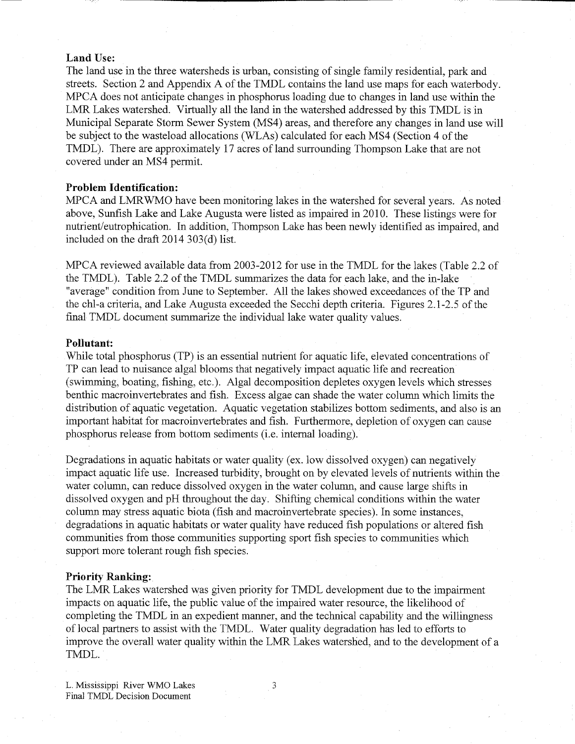**Land Use:**
The land use in the three watersheds is urban, consisting of single family residential, park and streets. Section 2 and Appendix A of the TMDL contains the land use maps for each waterbody. MPCA does not anticipate changes in phosphorus loading due to changes in land use within the LMR Lakes watershed. Virtually all the land in the watershed addressed by this TMDL is in Municipal Separate Storm Sewer System (MS4) areas, and therefore any changes in land use will be subject to the wasteload allocations (WLAs) calculated for each MS4 (Section 4 of the TMDL). There are approximately 17 acres of land surrounding Thompson Lake that are not covered under an MS4 permit.

**Problem Identification:**
MPCA and LMRWMO have been monitoring lakes in the watershed for several years. As noted above, Sunfish Lake and Lake Augusta were listed as impaired in 2010. These listings were for nutrient/eutrophication. In addition, Thompson Lake has been newly identified as impaired, and included on the draft 2014 303(d) list.

MPCA reviewed available data from 2003-2012 for use in the TMDL for the lakes (Table 2.2 of the TMDL). Table 2.2 of the TMDL summarizes the data for each lake, and the in-lake "average" condition from June to September. All the lakes showed exceedances of the TP and the chl-a criteria, and Lake Augusta exceeded the Secchi depth criteria. Figures 2.1-2.5 of the final TMDL document summarize the individual lake water quality values.

**Pollutant:**
While total phosphorus (TP) is an essential nutrient for aquatic life, elevated concentrations of TP can lead to nuisance algal blooms that negatively impact aquatic life and recreation (swimming, boating, fishing, etc.). Algal decomposition depletes oxygen levels which stresses benthic macroinvertebrates and fish. Excess algae can shade the water column which limits the distribution of aquatic vegetation. Aquatic vegetation stabilizes bottom sediments, and also is an important habitat for macroinvertebrates and fish. Furthermore, depletion of oxygen can cause phosphorus release from bottom sediments (i.e. internal loading).

Degradations in aquatic habitats or water quality (ex. low dissolved oxygen) can negatively impact aquatic life use. Increased turbidity, brought on by elevated levels of nutrients within the water column, can reduce dissolved oxygen in the water column, and cause large shifts in dissolved oxygen and pH throughout the day. Shifting chemical conditions within the water column may stress aquatic biota (fish and macroinvertebrate species). In some instances, degradations in aquatic habitats or water quality have reduced fish populations or altered fish communities from those communities supporting sport fish species to communities which support more tolerant rough fish species.

**Priority Ranking:**
The LMR Lakes watershed was given priority for TMDL development due to the impairment impacts on aquatic life, the public value of the impaired water resource, the likelihood of completing the TMDL in an expedient manner, and the technical capability and the willingness of local partners to assist with the TMDL. Water quality degradation has led to efforts to improve the overall water quality within the LMR Lakes watershed, and to the development of a TMDL.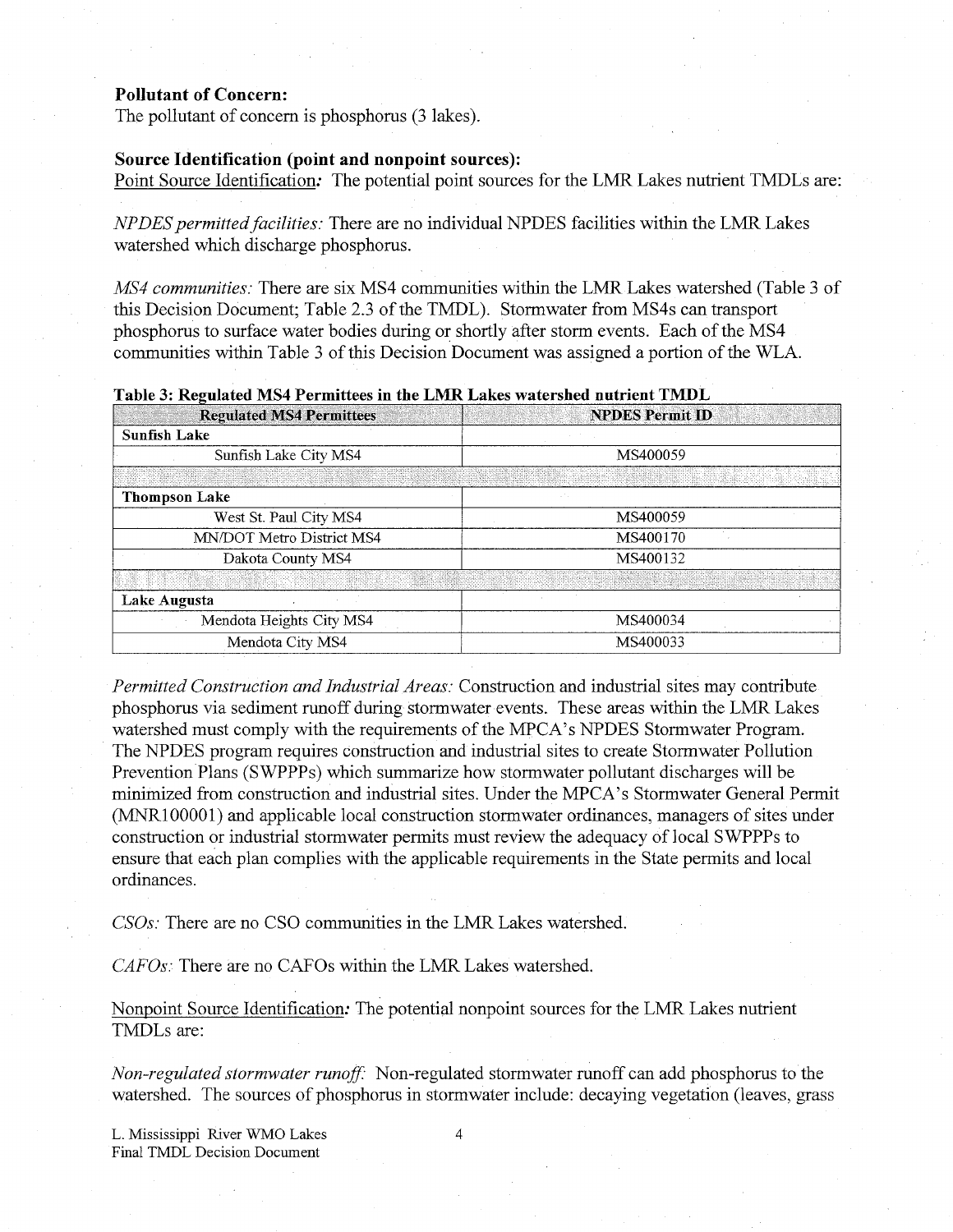**Pollutant of Concern:**
The pollutant of concern is phosphorus (3 lakes).

**Source Identification (point and nonpoint sources):**
Point Source Identification*:* The potential point sources for the LMR Lakes nutrient TMDLs are:

*NPDES permitted facilities:* There are no individual NPDES facilities within the LMR Lakes watershed which discharge phosphorus.

*MS4 communities:* There are six MS4 communities within the LMR Lakes watershed (Table 3 of this Decision Document; Table 2.3 of the TMDL). Stormwater from MS4s can transport phosphorus to surface water bodies during or shortly after storm events. Each of the MS4 communities within Table 3 of this Decision Document was assigned a portion of the WLA.

**Table 3: Regulated MS4 Permittees in the LMR Lakes watershed nutrient TMDL**

| Regulated MS4 Permittees | NPDES Permit ID |
|---|---|
| **Sunfish Lake** | |
| Sunfish Lake City MS4 | MS400059 |
| | |
| **Thompson Lake** | |
| West St. Paul City MS4 | MS400059 |
| MN/DOT Metro District MS4 | MS400170 |
| Dakota County MS4 | MS400132 |
| | |
| **Lake Augusta** | |
| Mendota Heights City MS4 | MS400034 |
| Mendota City MS4 | MS400033 |

*Permitted Construction and Industrial Areas:* Construction and industrial sites may contribute phosphorus via sediment runoff during stormwater events. These areas within the LMR Lakes watershed must comply with the requirements of the MPCA's NPDES Stormwater Program. The NPDES program requires construction and industrial sites to create Stormwater Pollution Prevention Plans (SWPPPs) which summarize how stormwater pollutant discharges will be minimized from construction and industrial sites. Under the MPCA's Stormwater General Permit (MNR100001) and applicable local construction stormwater ordinances, managers of sites under construction or industrial stormwater permits must review the adequacy of local SWPPPs to ensure that each plan complies with the applicable requirements in the State permits and local ordinances.

*CSOs:* There are no CSO communities in the LMR Lakes watershed.

*CAFOs:* There are no CAFOs within the LMR Lakes watershed.

Nonpoint Source Identification*:* The potential nonpoint sources for the LMR Lakes nutrient TMDLs are:

*Non-regulated stormwater runoff:* Non-regulated stormwater runoff can add phosphorus to the watershed. The sources of phosphorus in stormwater include: decaying vegetation (leaves, grass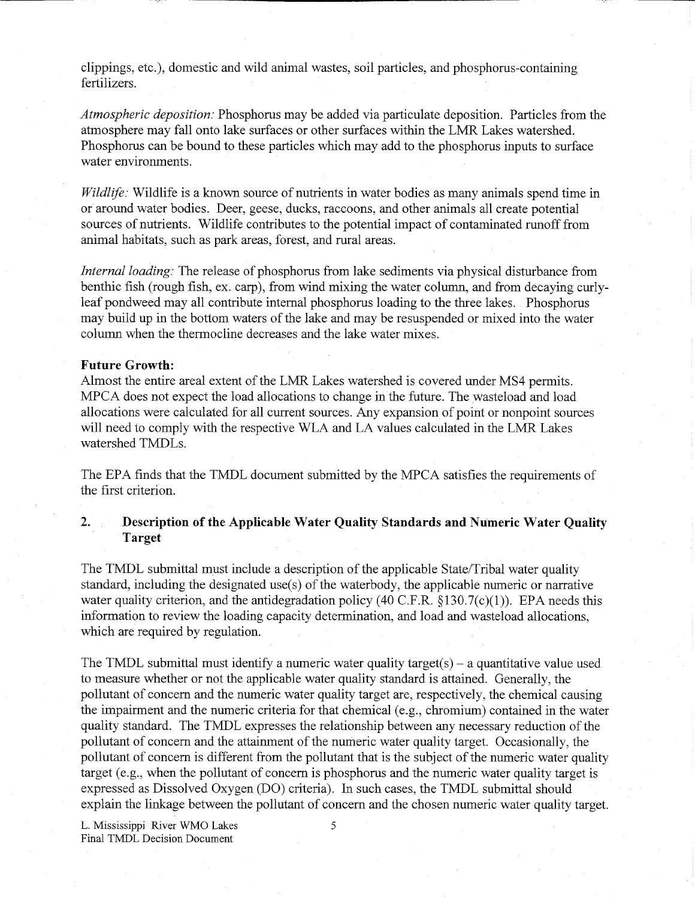clippings, etc.), domestic and wild animal wastes, soil particles, and phosphorus-containing fertilizers.

*Atmospheric deposition:* Phosphorus may be added via particulate deposition. Particles from the atmosphere may fall onto lake surfaces or other surfaces within the LMR Lakes watershed. Phosphorus can be bound to these particles which may add to the phosphorus inputs to surface water environments.

*Wildlife:* Wildlife is a known source of nutrients in water bodies as many animals spend time in or around water bodies. Deer, geese, ducks, raccoons, and other animals all create potential sources of nutrients. Wildlife contributes to the potential impact of contaminated runoff from animal habitats, such as park areas, forest, and rural areas.

*Internal loading:* The release of phosphorus from lake sediments via physical disturbance from benthic fish (rough fish, ex. carp), from wind mixing the water column, and from decaying curly-leaf pondweed may all contribute internal phosphorus loading to the three lakes. Phosphorus may build up in the bottom waters of the lake and may be resuspended or mixed into the water column when the thermocline decreases and the lake water mixes.

**Future Growth:**
Almost the entire areal extent of the LMR Lakes watershed is covered under MS4 permits. MPCA does not expect the load allocations to change in the future. The wasteload and load allocations were calculated for all current sources. Any expansion of point or nonpoint sources will need to comply with the respective WLA and LA values calculated in the LMR Lakes watershed TMDLs.

The EPA finds that the TMDL document submitted by the MPCA satisfies the requirements of the first criterion.

## 2. Description of the Applicable Water Quality Standards and Numeric Water Quality Target

The TMDL submittal must include a description of the applicable State/Tribal water quality standard, including the designated use(s) of the waterbody, the applicable numeric or narrative water quality criterion, and the antidegradation policy (40 C.F.R. §130.7(c)(1)). EPA needs this information to review the loading capacity determination, and load and wasteload allocations, which are required by regulation.

The TMDL submittal must identify a numeric water quality target(s) – a quantitative value used to measure whether or not the applicable water quality standard is attained. Generally, the pollutant of concern and the numeric water quality target are, respectively, the chemical causing the impairment and the numeric criteria for that chemical (e.g., chromium) contained in the water quality standard. The TMDL expresses the relationship between any necessary reduction of the pollutant of concern and the attainment of the numeric water quality target. Occasionally, the pollutant of concern is different from the pollutant that is the subject of the numeric water quality target (e.g., when the pollutant of concern is phosphorus and the numeric water quality target is expressed as Dissolved Oxygen (DO) criteria). In such cases, the TMDL submittal should explain the linkage between the pollutant of concern and the chosen numeric water quality target.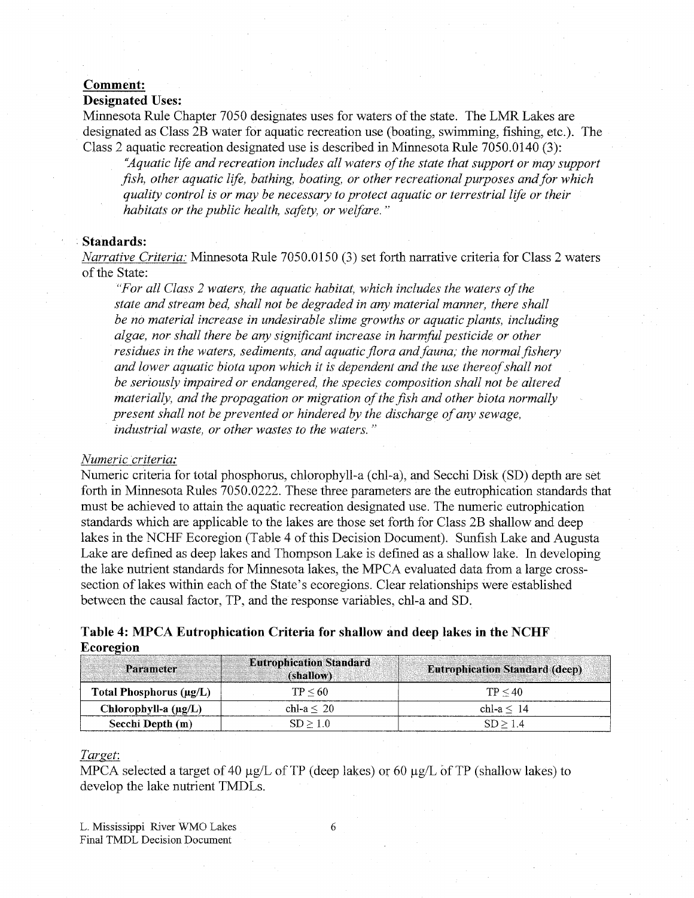**Comment:**

**Designated Uses:**

Minnesota Rule Chapter 7050 designates uses for waters of the state. The LMR Lakes are designated as Class 2B water for aquatic recreation use (boating, swimming, fishing, etc.). The Class 2 aquatic recreation designated use is described in Minnesota Rule 7050.0140 (3):

> *"Aquatic life and recreation includes all waters of the state that support or may support fish, other aquatic life, bathing, boating, or other recreational purposes and for which quality control is or may be necessary to protect aquatic or terrestrial life or their habitats or the public health, safety, or welfare."*

**Standards:**

*Narrative Criteria:* Minnesota Rule 7050.0150 (3) set forth narrative criteria for Class 2 waters of the State:

> *"For all Class 2 waters, the aquatic habitat, which includes the waters of the state and stream bed, shall not be degraded in any material manner, there shall be no material increase in undesirable slime growths or aquatic plants, including algae, nor shall there be any significant increase in harmful pesticide or other residues in the waters, sediments, and aquatic flora and fauna; the normal fishery and lower aquatic biota upon which it is dependent and the use thereof shall not be seriously impaired or endangered, the species composition shall not be altered materially, and the propagation or migration of the fish and other biota normally present shall not be prevented or hindered by the discharge of any sewage, industrial waste, or other wastes to the waters."*

*Numeric criteria:*

Numeric criteria for total phosphorus, chlorophyll-a (chl-a), and Secchi Disk (SD) depth are set forth in Minnesota Rules 7050.0222. These three parameters are the eutrophication standards that must be achieved to attain the aquatic recreation designated use. The numeric eutrophication standards which are applicable to the lakes are those set forth for Class 2B shallow and deep lakes in the NCHF Ecoregion (Table 4 of this Decision Document). Sunfish Lake and Augusta Lake are defined as deep lakes and Thompson Lake is defined as a shallow lake. In developing the lake nutrient standards for Minnesota lakes, the MPCA evaluated data from a large cross-section of lakes within each of the State's ecoregions. Clear relationships were established between the causal factor, TP, and the response variables, chl-a and SD.

**Table 4: MPCA Eutrophication Criteria for shallow and deep lakes in the NCHF Ecoregion**

| Parameter | Eutrophication Standard (shallow) | Eutrophication Standard (deep) |
|---|---|---|
| **Total Phosphorus (µg/L)** | TP ≤ 60 | TP ≤ 40 |
| **Chlorophyll-a (µg/L)** | chl-a ≤ 20 | chl-a ≤ 14 |
| **Secchi Depth (m)** | SD ≥ 1.0 | SD ≥ 1.4 |

*Target:*

MPCA selected a target of 40 µg/L of TP (deep lakes) or 60 µg/L of TP (shallow lakes) to develop the lake nutrient TMDLs.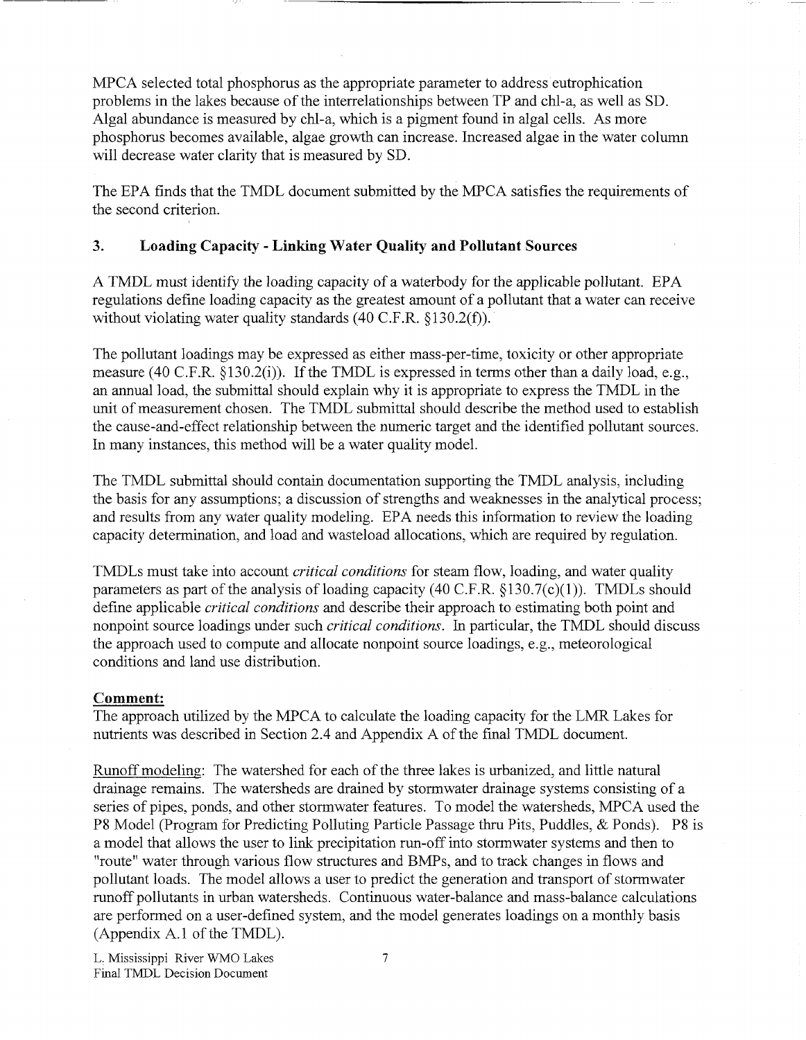MPCA selected total phosphorus as the appropriate parameter to address eutrophication problems in the lakes because of the interrelationships between TP and chl-a, as well as SD. Algal abundance is measured by chl-a, which is a pigment found in algal cells. As more phosphorus becomes available, algae growth can increase. Increased algae in the water column will decrease water clarity that is measured by SD.

The EPA finds that the TMDL document submitted by the MPCA satisfies the requirements of the second criterion.

### 3. Loading Capacity - Linking Water Quality and Pollutant Sources

A TMDL must identify the loading capacity of a waterbody for the applicable pollutant. EPA regulations define loading capacity as the greatest amount of a pollutant that a water can receive without violating water quality standards (40 C.F.R. §130.2(f)).

The pollutant loadings may be expressed as either mass-per-time, toxicity or other appropriate measure (40 C.F.R. §130.2(i)). If the TMDL is expressed in terms other than a daily load, e.g., an annual load, the submittal should explain why it is appropriate to express the TMDL in the unit of measurement chosen. The TMDL submittal should describe the method used to establish the cause-and-effect relationship between the numeric target and the identified pollutant sources. In many instances, this method will be a water quality model.

The TMDL submittal should contain documentation supporting the TMDL analysis, including the basis for any assumptions; a discussion of strengths and weaknesses in the analytical process; and results from any water quality modeling. EPA needs this information to review the loading capacity determination, and load and wasteload allocations, which are required by regulation.

TMDLs must take into account *critical conditions* for steam flow, loading, and water quality parameters as part of the analysis of loading capacity (40 C.F.R. §130.7(c)(1)). TMDLs should define applicable *critical conditions* and describe their approach to estimating both point and nonpoint source loadings under such *critical conditions*. In particular, the TMDL should discuss the approach used to compute and allocate nonpoint source loadings, e.g., meteorological conditions and land use distribution.

**Comment:**
The approach utilized by the MPCA to calculate the loading capacity for the LMR Lakes for nutrients was described in Section 2.4 and Appendix A of the final TMDL document.

Runoff modeling: The watershed for each of the three lakes is urbanized, and little natural drainage remains. The watersheds are drained by stormwater drainage systems consisting of a series of pipes, ponds, and other stormwater features. To model the watersheds, MPCA used the P8 Model (Program for Predicting Polluting Particle Passage thru Pits, Puddles, & Ponds). P8 is a model that allows the user to link precipitation run-off into stormwater systems and then to "route" water through various flow structures and BMPs, and to track changes in flows and pollutant loads. The model allows a user to predict the generation and transport of stormwater runoff pollutants in urban watersheds. Continuous water-balance and mass-balance calculations are performed on a user-defined system, and the model generates loadings on a monthly basis (Appendix A.1 of the TMDL).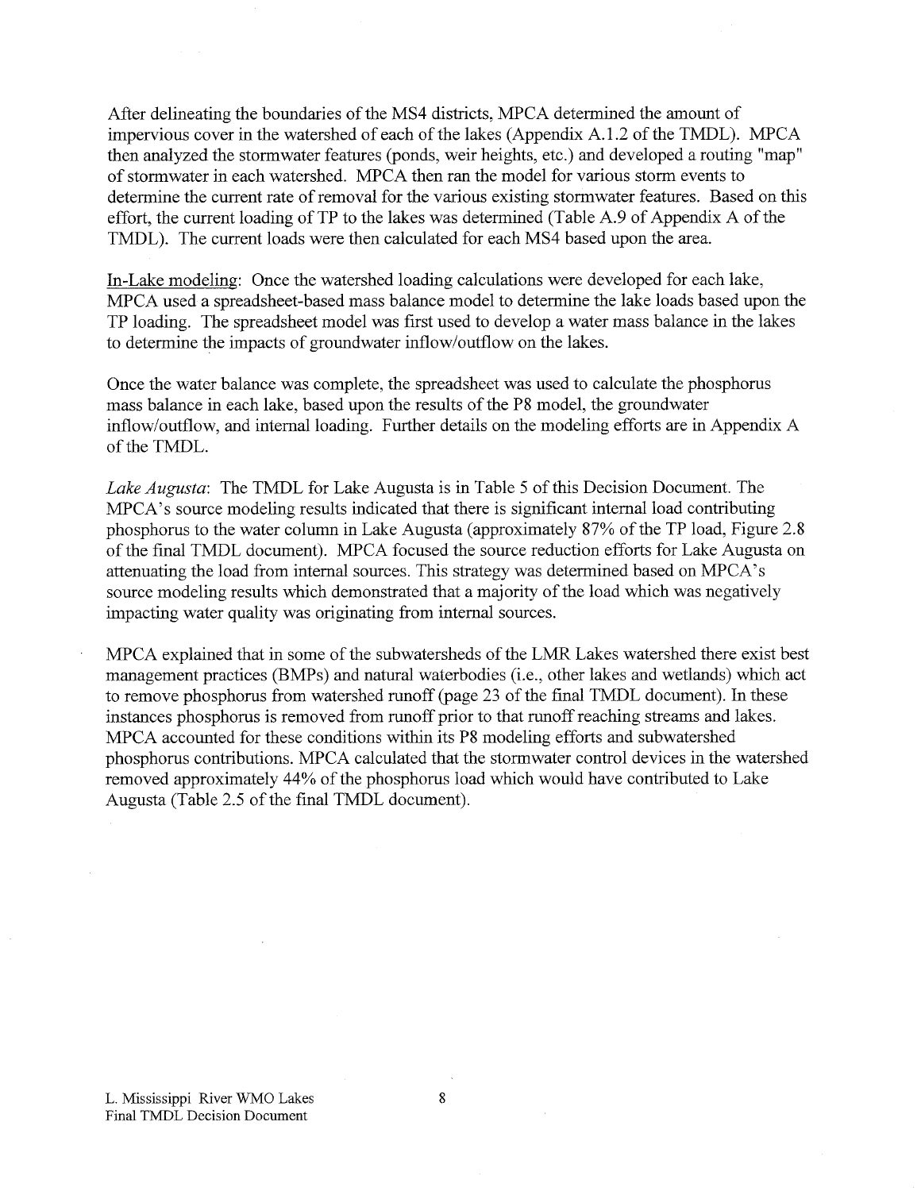After delineating the boundaries of the MS4 districts, MPCA determined the amount of impervious cover in the watershed of each of the lakes (Appendix A.1.2 of the TMDL). MPCA then analyzed the stormwater features (ponds, weir heights, etc.) and developed a routing "map" of stormwater in each watershed. MPCA then ran the model for various storm events to determine the current rate of removal for the various existing stormwater features. Based on this effort, the current loading of TP to the lakes was determined (Table A.9 of Appendix A of the TMDL). The current loads were then calculated for each MS4 based upon the area.

In-Lake modeling: Once the watershed loading calculations were developed for each lake, MPCA used a spreadsheet-based mass balance model to determine the lake loads based upon the TP loading. The spreadsheet model was first used to develop a water mass balance in the lakes to determine the impacts of groundwater inflow/outflow on the lakes.

Once the water balance was complete, the spreadsheet was used to calculate the phosphorus mass balance in each lake, based upon the results of the P8 model, the groundwater inflow/outflow, and internal loading. Further details on the modeling efforts are in Appendix A of the TMDL.

*Lake Augusta*: The TMDL for Lake Augusta is in Table 5 of this Decision Document. The MPCA's source modeling results indicated that there is significant internal load contributing phosphorus to the water column in Lake Augusta (approximately 87% of the TP load, Figure 2.8 of the final TMDL document). MPCA focused the source reduction efforts for Lake Augusta on attenuating the load from internal sources. This strategy was determined based on MPCA's source modeling results which demonstrated that a majority of the load which was negatively impacting water quality was originating from internal sources.

MPCA explained that in some of the subwatersheds of the LMR Lakes watershed there exist best management practices (BMPs) and natural waterbodies (i.e., other lakes and wetlands) which act to remove phosphorus from watershed runoff (page 23 of the final TMDL document). In these instances phosphorus is removed from runoff prior to that runoff reaching streams and lakes. MPCA accounted for these conditions within its P8 modeling efforts and subwatershed phosphorus contributions. MPCA calculated that the stormwater control devices in the watershed removed approximately 44% of the phosphorus load which would have contributed to Lake Augusta (Table 2.5 of the final TMDL document).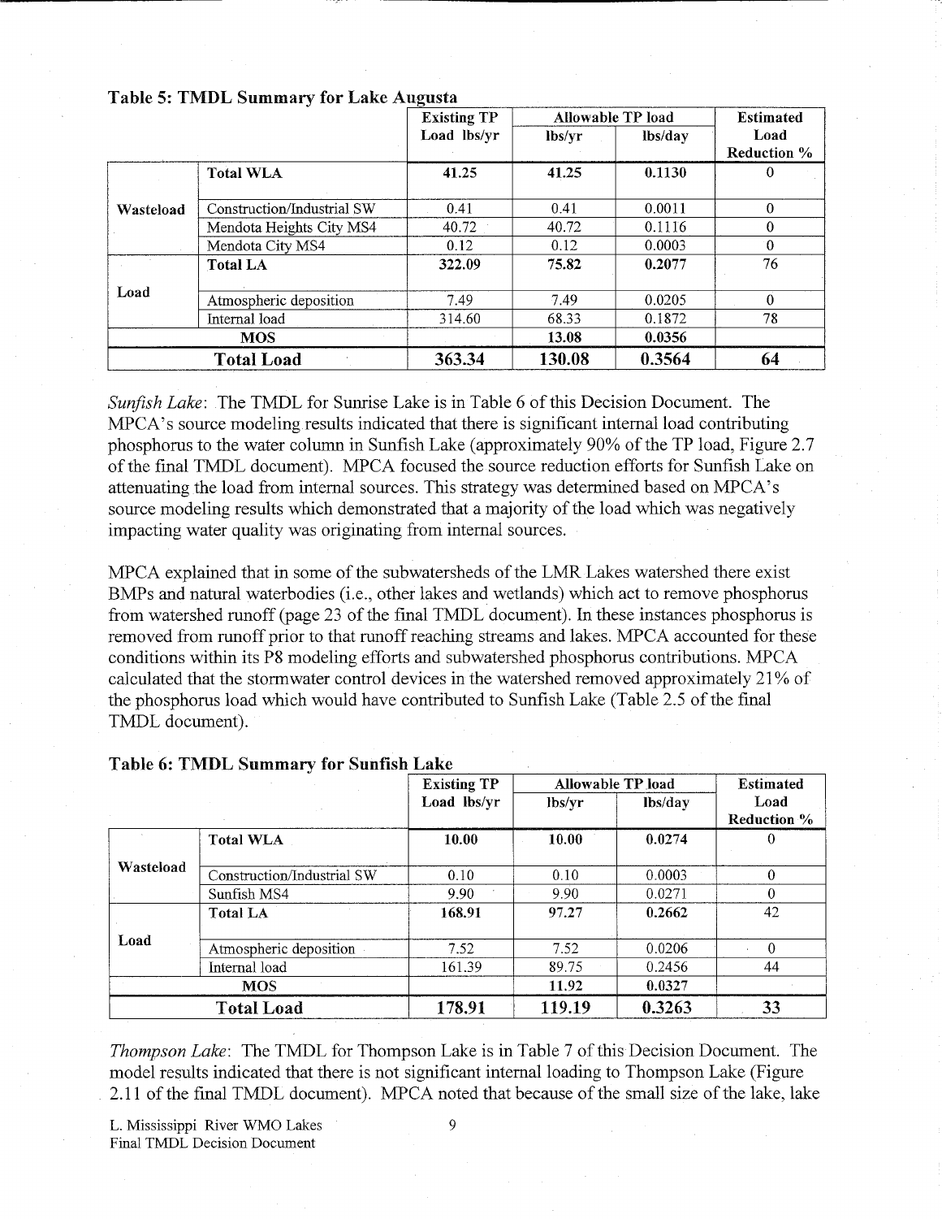**Table 5: TMDL Summary for Lake Augusta**

| | | Existing TP Load lbs/yr | Allowable TP load | | Estimated Load Reduction % |
|---|---|---|---|---|---|
| | | | lbs/yr | lbs/day | |
| Wasteload | **Total WLA** | **41.25** | **41.25** | **0.1130** | 0 |
| | Construction/Industrial SW | 0.41 | 0.41 | 0.0011 | 0 |
| | Mendota Heights City MS4 | 40.72 | 40.72 | 0.1116 | 0 |
| | Mendota City MS4 | 0.12 | 0.12 | 0.0003 | 0 |
| Load | **Total LA** | **322.09** | **75.82** | **0.2077** | 76 |
| | Atmospheric deposition | 7.49 | 7.49 | 0.0205 | 0 |
| | Internal load | 314.60 | 68.33 | 0.1872 | 78 |
| **MOS** | | | **13.08** | **0.0356** | |
| **Total Load** | | **363.34** | **130.08** | **0.3564** | **64** |

*Sunfish Lake*: The TMDL for Sunrise Lake is in Table 6 of this Decision Document. The MPCA's source modeling results indicated that there is significant internal load contributing phosphorus to the water column in Sunfish Lake (approximately 90% of the TP load, Figure 2.7 of the final TMDL document). MPCA focused the source reduction efforts for Sunfish Lake on attenuating the load from internal sources. This strategy was determined based on MPCA's source modeling results which demonstrated that a majority of the load which was negatively impacting water quality was originating from internal sources.

MPCA explained that in some of the subwatersheds of the LMR Lakes watershed there exist BMPs and natural waterbodies (i.e., other lakes and wetlands) which act to remove phosphorus from watershed runoff (page 23 of the final TMDL document). In these instances phosphorus is removed from runoff prior to that runoff reaching streams and lakes. MPCA accounted for these conditions within its P8 modeling efforts and subwatershed phosphorus contributions. MPCA calculated that the stormwater control devices in the watershed removed approximately 21% of the phosphorus load which would have contributed to Sunfish Lake (Table 2.5 of the final TMDL document).

**Table 6: TMDL Summary for Sunfish Lake**

| | | Existing TP Load lbs/yr | Allowable TP load | | Estimated Load Reduction % |
|---|---|---|---|---|---|
| | | | lbs/yr | lbs/day | |
| Wasteload | **Total WLA** | **10.00** | **10.00** | **0.0274** | 0 |
| | Construction/Industrial SW | 0.10 | 0.10 | 0.0003 | 0 |
| | Sunfish MS4 | 9.90 | 9.90 | 0.0271 | 0 |
| Load | **Total LA** | **168.91** | **97.27** | **0.2662** | 42 |
| | Atmospheric deposition | 7.52 | 7.52 | 0.0206 | 0 |
| | Internal load | 161.39 | 89.75 | 0.2456 | 44 |
| **MOS** | | | **11.92** | **0.0327** | |
| **Total Load** | | **178.91** | **119.19** | **0.3263** | **33** |

*Thompson Lake*: The TMDL for Thompson Lake is in Table 7 of this Decision Document. The model results indicated that there is not significant internal loading to Thompson Lake (Figure 2.11 of the final TMDL document). MPCA noted that because of the small size of the lake, lake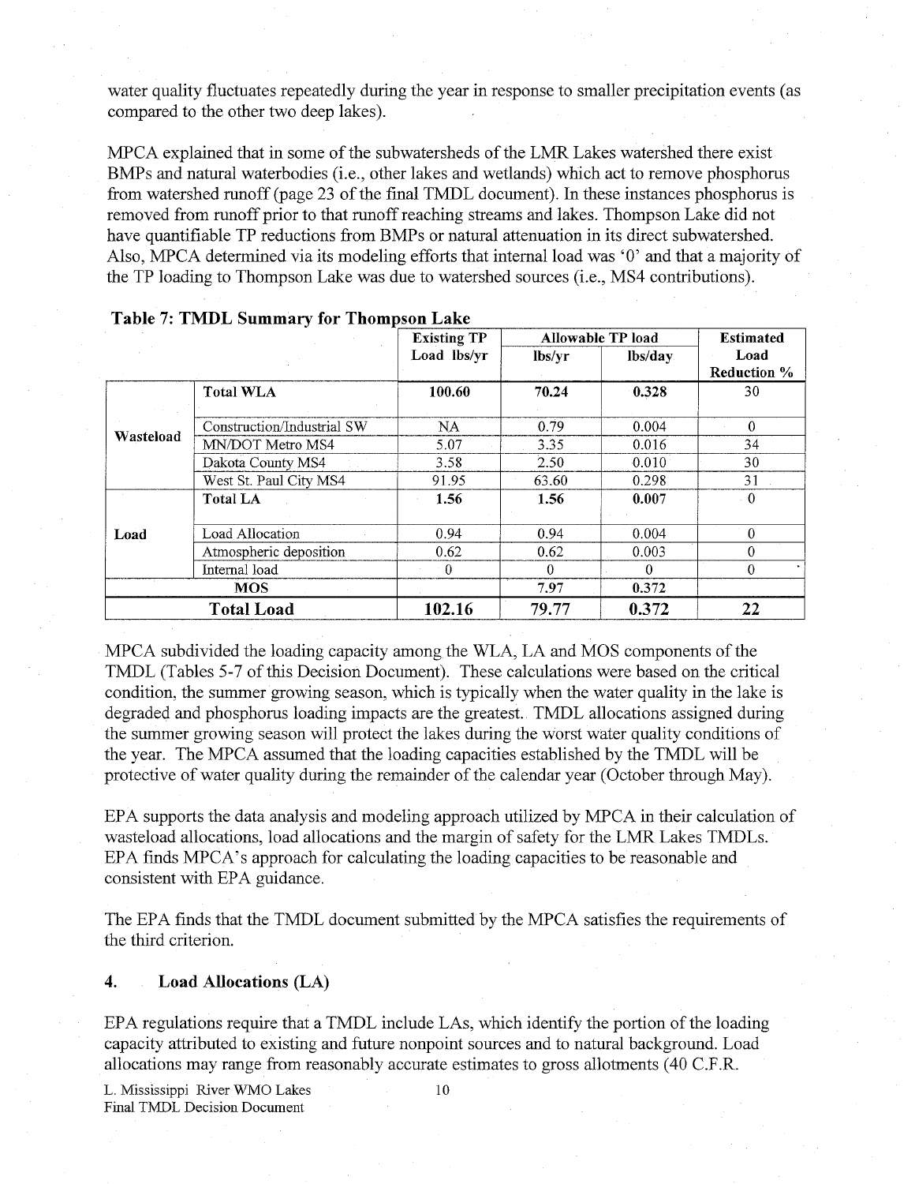water quality fluctuates repeatedly during the year in response to smaller precipitation events (as compared to the other two deep lakes).

MPCA explained that in some of the subwatersheds of the LMR Lakes watershed there exist BMPs and natural waterbodies (i.e., other lakes and wetlands) which act to remove phosphorus from watershed runoff (page 23 of the final TMDL document). In these instances phosphorus is removed from runoff prior to that runoff reaching streams and lakes. Thompson Lake did not have quantifiable TP reductions from BMPs or natural attenuation in its direct subwatershed. Also, MPCA determined via its modeling efforts that internal load was '0' and that a majority of the TP loading to Thompson Lake was due to watershed sources (i.e., MS4 contributions).

**Table 7: TMDL Summary for Thompson Lake**

| | | Existing TP Load lbs/yr | Allowable TP load | | Estimated Load Reduction % |
|---|---|---|---|---|---|
| | | | lbs/yr | lbs/day | |
| Wasteload | **Total WLA** | **100.60** | **70.24** | **0.328** | 30 |
| | Construction/Industrial SW | NA | 0.79 | 0.004 | 0 |
| | MN/DOT Metro MS4 | 5.07 | 3.35 | 0.016 | 34 |
| | Dakota County MS4 | 3.58 | 2.50 | 0.010 | 30 |
| | West St. Paul City MS4 | 91.95 | 63.60 | 0.298 | 31 |
| Load | **Total LA** | **1.56** | **1.56** | **0.007** | 0 |
| | Load Allocation | 0.94 | 0.94 | 0.004 | 0 |
| | Atmospheric deposition | 0.62 | 0.62 | 0.003 | 0 |
| | Internal load | 0 | 0 | 0 | 0 |
| **MOS** | | | 7.97 | 0.372 | |
| **Total Load** | | **102.16** | **79.77** | **0.372** | **22** |

MPCA subdivided the loading capacity among the WLA, LA and MOS components of the TMDL (Tables 5-7 of this Decision Document). These calculations were based on the critical condition, the summer growing season, which is typically when the water quality in the lake is degraded and phosphorus loading impacts are the greatest. TMDL allocations assigned during the summer growing season will protect the lakes during the worst water quality conditions of the year. The MPCA assumed that the loading capacities established by the TMDL will be protective of water quality during the remainder of the calendar year (October through May).

EPA supports the data analysis and modeling approach utilized by MPCA in their calculation of wasteload allocations, load allocations and the margin of safety for the LMR Lakes TMDLs. EPA finds MPCA's approach for calculating the loading capacities to be reasonable and consistent with EPA guidance.

The EPA finds that the TMDL document submitted by the MPCA satisfies the requirements of the third criterion.

## 4. Load Allocations (LA)

EPA regulations require that a TMDL include LAs, which identify the portion of the loading capacity attributed to existing and future nonpoint sources and to natural background. Load allocations may range from reasonably accurate estimates to gross allotments (40 C.F.R.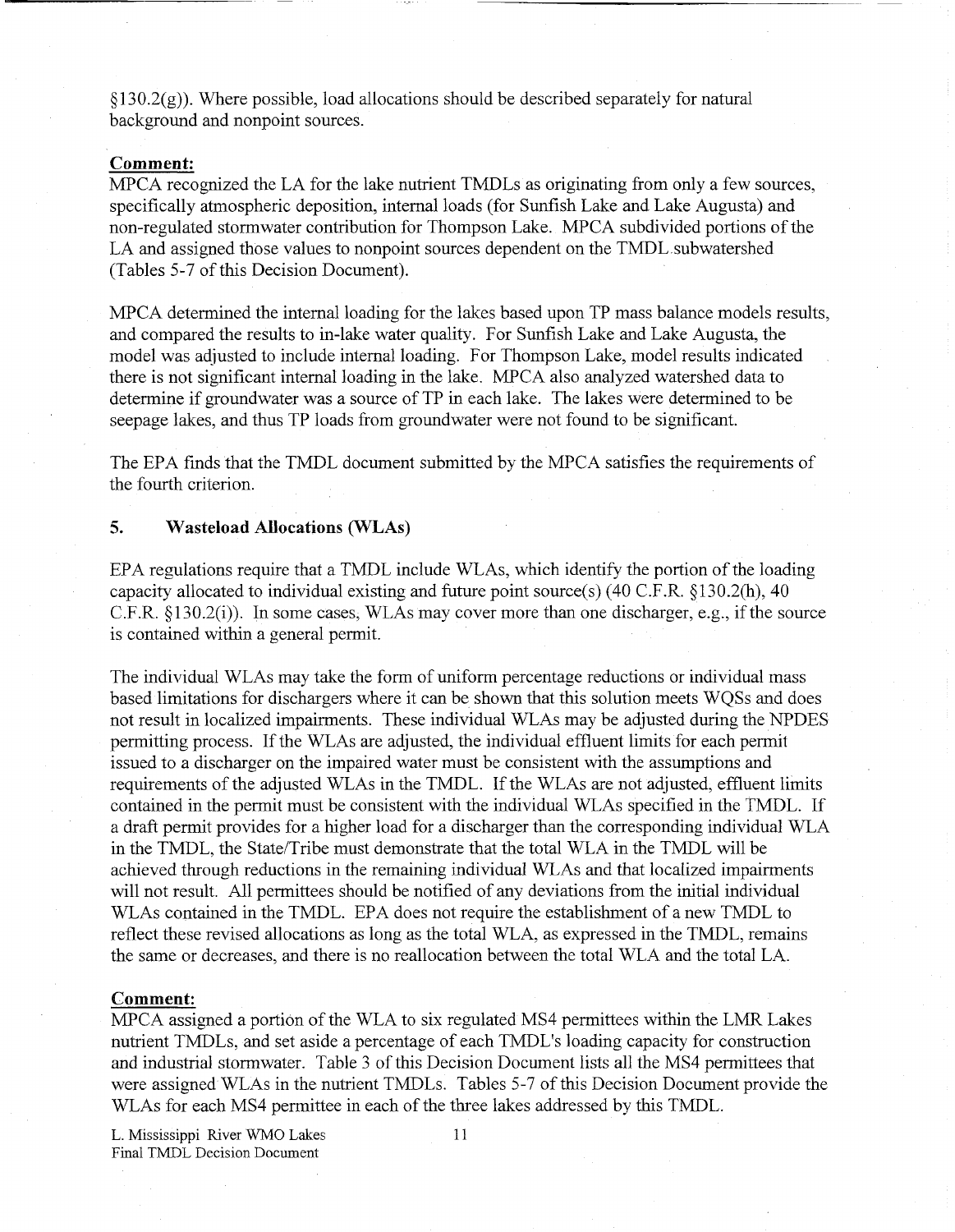§130.2(g)). Where possible, load allocations should be described separately for natural background and nonpoint sources.

**Comment:**

MPCA recognized the LA for the lake nutrient TMDLs as originating from only a few sources, specifically atmospheric deposition, internal loads (for Sunfish Lake and Lake Augusta) and non-regulated stormwater contribution for Thompson Lake. MPCA subdivided portions of the LA and assigned those values to nonpoint sources dependent on the TMDL subwatershed (Tables 5-7 of this Decision Document).

MPCA determined the internal loading for the lakes based upon TP mass balance models results, and compared the results to in-lake water quality. For Sunfish Lake and Lake Augusta, the model was adjusted to include internal loading. For Thompson Lake, model results indicated there is not significant internal loading in the lake. MPCA also analyzed watershed data to determine if groundwater was a source of TP in each lake. The lakes were determined to be seepage lakes, and thus TP loads from groundwater were not found to be significant.

The EPA finds that the TMDL document submitted by the MPCA satisfies the requirements of the fourth criterion.

## 5. Wasteload Allocations (WLAs)

EPA regulations require that a TMDL include WLAs, which identify the portion of the loading capacity allocated to individual existing and future point source(s) (40 C.F.R. §130.2(h), 40 C.F.R. §130.2(i)). In some cases, WLAs may cover more than one discharger, e.g., if the source is contained within a general permit.

The individual WLAs may take the form of uniform percentage reductions or individual mass based limitations for dischargers where it can be shown that this solution meets WQSs and does not result in localized impairments. These individual WLAs may be adjusted during the NPDES permitting process. If the WLAs are adjusted, the individual effluent limits for each permit issued to a discharger on the impaired water must be consistent with the assumptions and requirements of the adjusted WLAs in the TMDL. If the WLAs are not adjusted, effluent limits contained in the permit must be consistent with the individual WLAs specified in the TMDL. If a draft permit provides for a higher load for a discharger than the corresponding individual WLA in the TMDL, the State/Tribe must demonstrate that the total WLA in the TMDL will be achieved through reductions in the remaining individual WLAs and that localized impairments will not result. All permittees should be notified of any deviations from the initial individual WLAs contained in the TMDL. EPA does not require the establishment of a new TMDL to reflect these revised allocations as long as the total WLA, as expressed in the TMDL, remains the same or decreases, and there is no reallocation between the total WLA and the total LA.

**Comment:**

MPCA assigned a portion of the WLA to six regulated MS4 permittees within the LMR Lakes nutrient TMDLs, and set aside a percentage of each TMDL's loading capacity for construction and industrial stormwater. Table 3 of this Decision Document lists all the MS4 permittees that were assigned WLAs in the nutrient TMDLs. Tables 5-7 of this Decision Document provide the WLAs for each MS4 permittee in each of the three lakes addressed by this TMDL.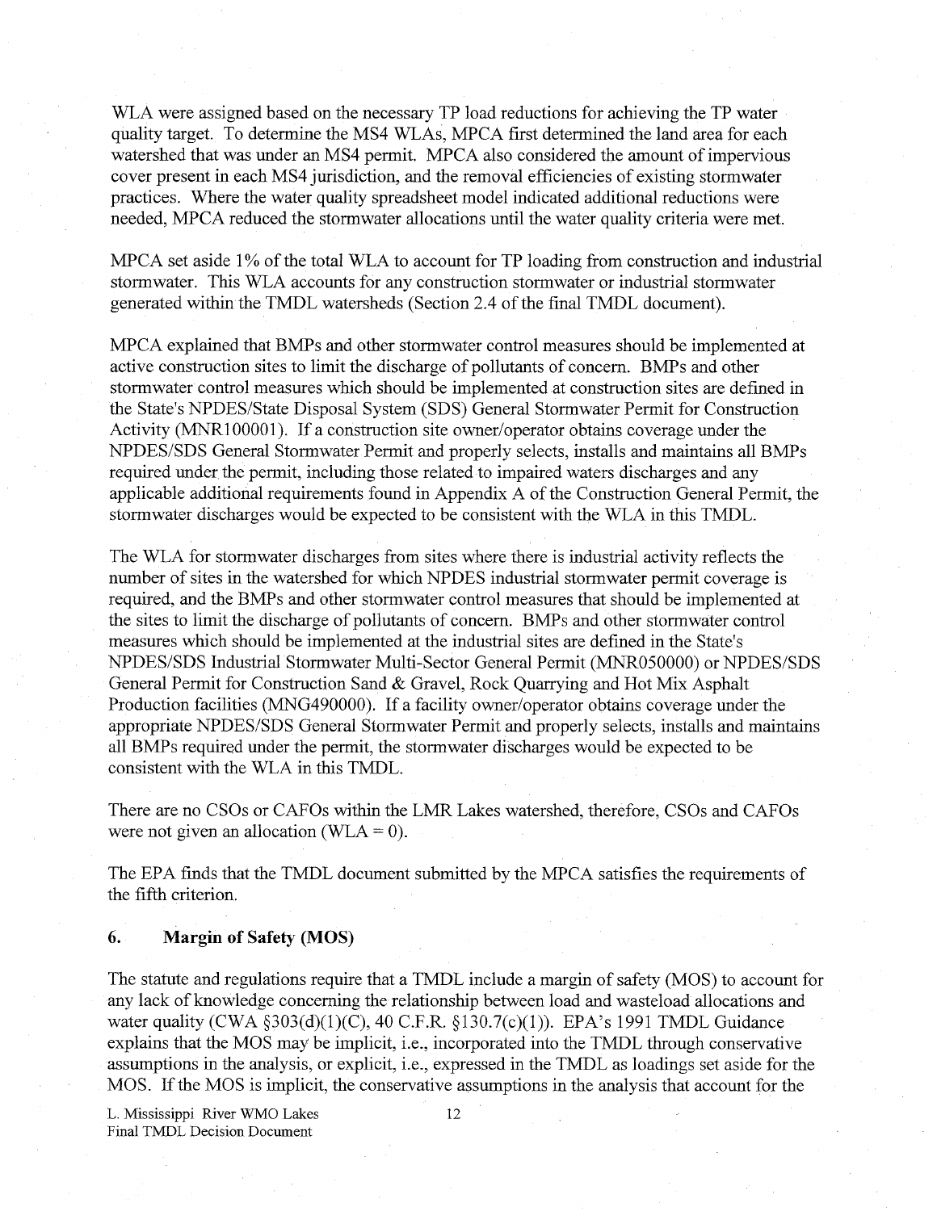WLA were assigned based on the necessary TP load reductions for achieving the TP water quality target. To determine the MS4 WLAs, MPCA first determined the land area for each watershed that was under an MS4 permit. MPCA also considered the amount of impervious cover present in each MS4 jurisdiction, and the removal efficiencies of existing stormwater practices. Where the water quality spreadsheet model indicated additional reductions were needed, MPCA reduced the stormwater allocations until the water quality criteria were met.

MPCA set aside 1% of the total WLA to account for TP loading from construction and industrial stormwater. This WLA accounts for any construction stormwater or industrial stormwater generated within the TMDL watersheds (Section 2.4 of the final TMDL document).

MPCA explained that BMPs and other stormwater control measures should be implemented at active construction sites to limit the discharge of pollutants of concern. BMPs and other stormwater control measures which should be implemented at construction sites are defined in the State's NPDES/State Disposal System (SDS) General Stormwater Permit for Construction Activity (MNR100001). If a construction site owner/operator obtains coverage under the NPDES/SDS General Stormwater Permit and properly selects, installs and maintains all BMPs required under the permit, including those related to impaired waters discharges and any applicable additional requirements found in Appendix A of the Construction General Permit, the stormwater discharges would be expected to be consistent with the WLA in this TMDL.

The WLA for stormwater discharges from sites where there is industrial activity reflects the number of sites in the watershed for which NPDES industrial stormwater permit coverage is required, and the BMPs and other stormwater control measures that should be implemented at the sites to limit the discharge of pollutants of concern. BMPs and other stormwater control measures which should be implemented at the industrial sites are defined in the State's NPDES/SDS Industrial Stormwater Multi-Sector General Permit (MNR050000) or NPDES/SDS General Permit for Construction Sand & Gravel, Rock Quarrying and Hot Mix Asphalt Production facilities (MNG490000). If a facility owner/operator obtains coverage under the appropriate NPDES/SDS General Stormwater Permit and properly selects, installs and maintains all BMPs required under the permit, the stormwater discharges would be expected to be consistent with the WLA in this TMDL.

There are no CSOs or CAFOs within the LMR Lakes watershed, therefore, CSOs and CAFOs were not given an allocation (WLA = 0).

The EPA finds that the TMDL document submitted by the MPCA satisfies the requirements of the fifth criterion.

## 6. Margin of Safety (MOS)

The statute and regulations require that a TMDL include a margin of safety (MOS) to account for any lack of knowledge concerning the relationship between load and wasteload allocations and water quality (CWA §303(d)(1)(C), 40 C.F.R. §130.7(c)(1)). EPA's 1991 TMDL Guidance explains that the MOS may be implicit, i.e., incorporated into the TMDL through conservative assumptions in the analysis, or explicit, i.e., expressed in the TMDL as loadings set aside for the MOS. If the MOS is implicit, the conservative assumptions in the analysis that account for the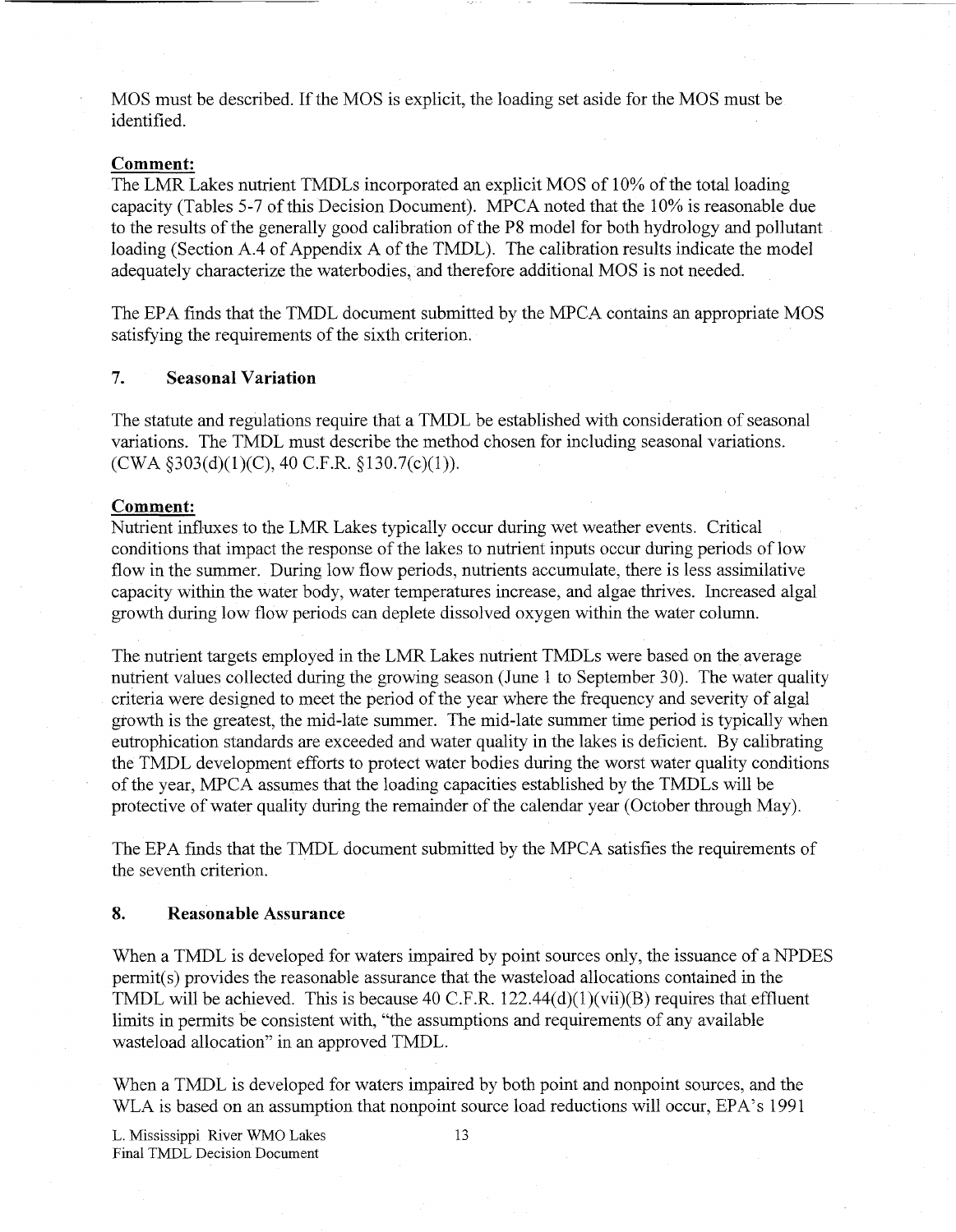MOS must be described. If the MOS is explicit, the loading set aside for the MOS must be identified.

**Comment:**
The LMR Lakes nutrient TMDLs incorporated an explicit MOS of 10% of the total loading capacity (Tables 5-7 of this Decision Document). MPCA noted that the 10% is reasonable due to the results of the generally good calibration of the P8 model for both hydrology and pollutant loading (Section A.4 of Appendix A of the TMDL). The calibration results indicate the model adequately characterize the waterbodies, and therefore additional MOS is not needed.

The EPA finds that the TMDL document submitted by the MPCA contains an appropriate MOS satisfying the requirements of the sixth criterion.

### 7. Seasonal Variation

The statute and regulations require that a TMDL be established with consideration of seasonal variations. The TMDL must describe the method chosen for including seasonal variations. (CWA §303(d)(1)(C), 40 C.F.R. §130.7(c)(1)).

**Comment:**
Nutrient influxes to the LMR Lakes typically occur during wet weather events. Critical conditions that impact the response of the lakes to nutrient inputs occur during periods of low flow in the summer. During low flow periods, nutrients accumulate, there is less assimilative capacity within the water body, water temperatures increase, and algae thrives. Increased algal growth during low flow periods can deplete dissolved oxygen within the water column.

The nutrient targets employed in the LMR Lakes nutrient TMDLs were based on the average nutrient values collected during the growing season (June 1 to September 30). The water quality criteria were designed to meet the period of the year where the frequency and severity of algal growth is the greatest, the mid-late summer. The mid-late summer time period is typically when eutrophication standards are exceeded and water quality in the lakes is deficient. By calibrating the TMDL development efforts to protect water bodies during the worst water quality conditions of the year, MPCA assumes that the loading capacities established by the TMDLs will be protective of water quality during the remainder of the calendar year (October through May).

The EPA finds that the TMDL document submitted by the MPCA satisfies the requirements of the seventh criterion.

### 8. Reasonable Assurance

When a TMDL is developed for waters impaired by point sources only, the issuance of a NPDES permit(s) provides the reasonable assurance that the wasteload allocations contained in the TMDL will be achieved. This is because 40 C.F.R. 122.44(d)(1)(vii)(B) requires that effluent limits in permits be consistent with, "the assumptions and requirements of any available wasteload allocation" in an approved TMDL.

When a TMDL is developed for waters impaired by both point and nonpoint sources, and the WLA is based on an assumption that nonpoint source load reductions will occur, EPA's 1991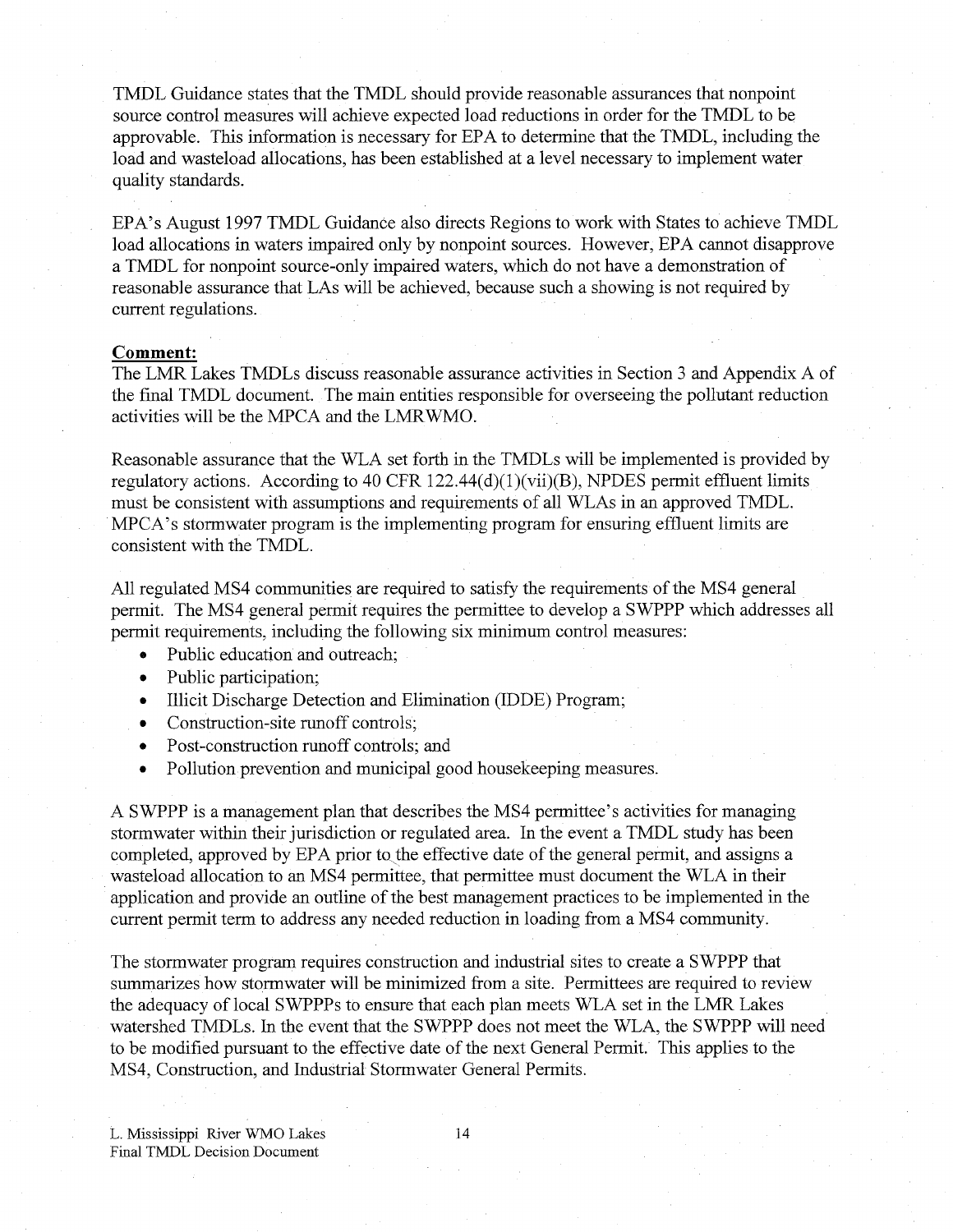TMDL Guidance states that the TMDL should provide reasonable assurances that nonpoint source control measures will achieve expected load reductions in order for the TMDL to be approvable. This information is necessary for EPA to determine that the TMDL, including the load and wasteload allocations, has been established at a level necessary to implement water quality standards.

EPA's August 1997 TMDL Guidance also directs Regions to work with States to achieve TMDL load allocations in waters impaired only by nonpoint sources. However, EPA cannot disapprove a TMDL for nonpoint source-only impaired waters, which do not have a demonstration of reasonable assurance that LAs will be achieved, because such a showing is not required by current regulations.

**Comment:**

The LMR Lakes TMDLs discuss reasonable assurance activities in Section 3 and Appendix A of the final TMDL document. The main entities responsible for overseeing the pollutant reduction activities will be the MPCA and the LMRWMO.

Reasonable assurance that the WLA set forth in the TMDLs will be implemented is provided by regulatory actions. According to 40 CFR 122.44(d)(1)(vii)(B), NPDES permit effluent limits must be consistent with assumptions and requirements of all WLAs in an approved TMDL. MPCA's stormwater program is the implementing program for ensuring effluent limits are consistent with the TMDL.

All regulated MS4 communities are required to satisfy the requirements of the MS4 general permit. The MS4 general permit requires the permittee to develop a SWPPP which addresses all permit requirements, including the following six minimum control measures:

- Public education and outreach;
- Public participation;
- Illicit Discharge Detection and Elimination (IDDE) Program;
- Construction-site runoff controls;
- Post-construction runoff controls; and
- Pollution prevention and municipal good housekeeping measures.

A SWPPP is a management plan that describes the MS4 permittee's activities for managing stormwater within their jurisdiction or regulated area. In the event a TMDL study has been completed, approved by EPA prior to the effective date of the general permit, and assigns a wasteload allocation to an MS4 permittee, that permittee must document the WLA in their application and provide an outline of the best management practices to be implemented in the current permit term to address any needed reduction in loading from a MS4 community.

The stormwater program requires construction and industrial sites to create a SWPPP that summarizes how stormwater will be minimized from a site. Permittees are required to review the adequacy of local SWPPPs to ensure that each plan meets WLA set in the LMR Lakes watershed TMDLs. In the event that the SWPPP does not meet the WLA, the SWPPP will need to be modified pursuant to the effective date of the next General Permit. This applies to the MS4, Construction, and Industrial Stormwater General Permits.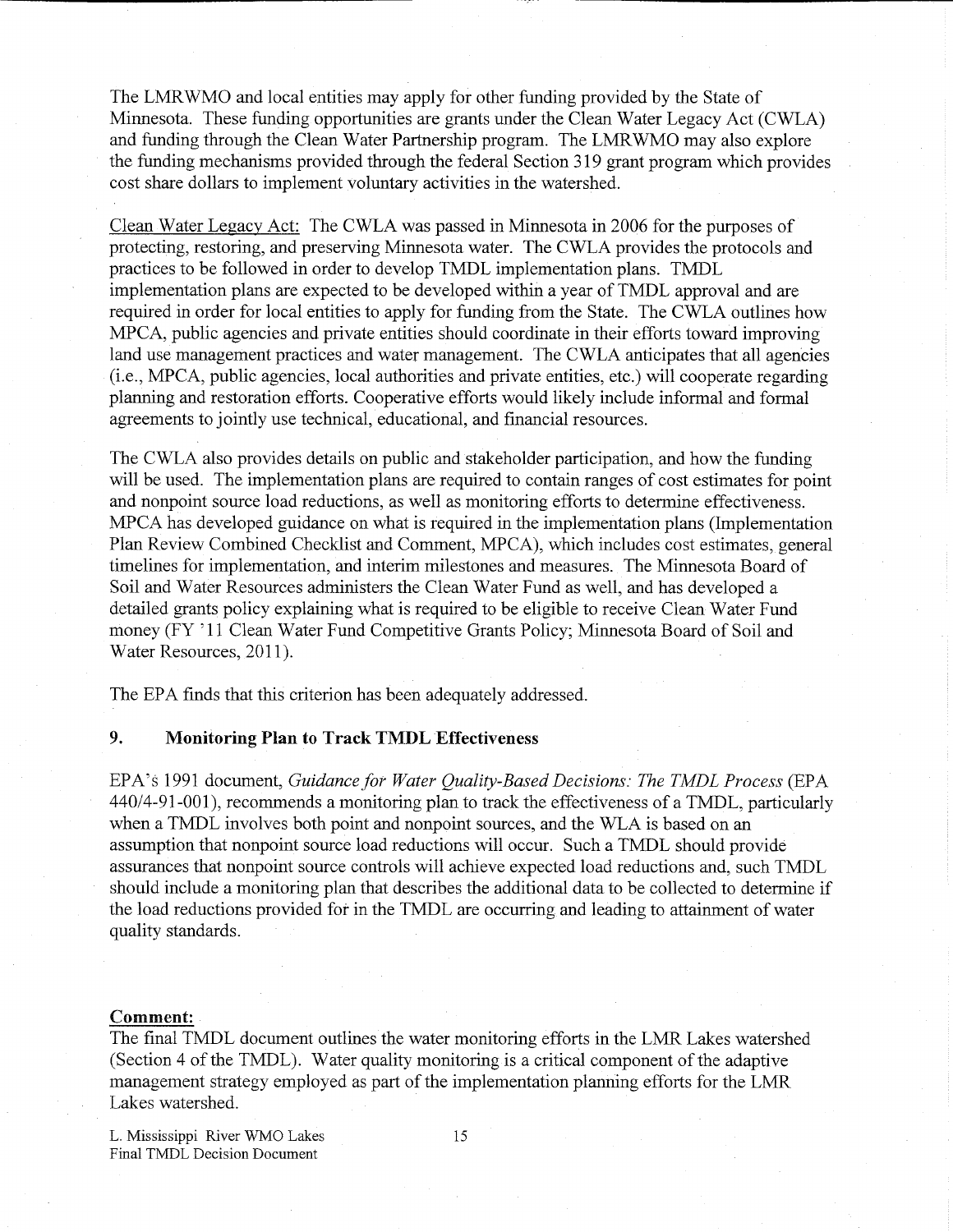The LMRWMO and local entities may apply for other funding provided by the State of Minnesota. These funding opportunities are grants under the Clean Water Legacy Act (CWLA) and funding through the Clean Water Partnership program. The LMRWMO may also explore the funding mechanisms provided through the federal Section 319 grant program which provides cost share dollars to implement voluntary activities in the watershed.

Clean Water Legacy Act: The CWLA was passed in Minnesota in 2006 for the purposes of protecting, restoring, and preserving Minnesota water. The CWLA provides the protocols and practices to be followed in order to develop TMDL implementation plans. TMDL implementation plans are expected to be developed within a year of TMDL approval and are required in order for local entities to apply for funding from the State. The CWLA outlines how MPCA, public agencies and private entities should coordinate in their efforts toward improving land use management practices and water management. The CWLA anticipates that all agencies (i.e., MPCA, public agencies, local authorities and private entities, etc.) will cooperate regarding planning and restoration efforts. Cooperative efforts would likely include informal and formal agreements to jointly use technical, educational, and financial resources.

The CWLA also provides details on public and stakeholder participation, and how the funding will be used. The implementation plans are required to contain ranges of cost estimates for point and nonpoint source load reductions, as well as monitoring efforts to determine effectiveness. MPCA has developed guidance on what is required in the implementation plans (Implementation Plan Review Combined Checklist and Comment, MPCA), which includes cost estimates, general timelines for implementation, and interim milestones and measures. The Minnesota Board of Soil and Water Resources administers the Clean Water Fund as well, and has developed a detailed grants policy explaining what is required to be eligible to receive Clean Water Fund money (FY '11 Clean Water Fund Competitive Grants Policy; Minnesota Board of Soil and Water Resources, 2011).

The EPA finds that this criterion has been adequately addressed.

## 9. Monitoring Plan to Track TMDL Effectiveness

EPA's 1991 document, *Guidance for Water Quality-Based Decisions: The TMDL Process* (EPA 440/4-91-001), recommends a monitoring plan to track the effectiveness of a TMDL, particularly when a TMDL involves both point and nonpoint sources, and the WLA is based on an assumption that nonpoint source load reductions will occur. Such a TMDL should provide assurances that nonpoint source controls will achieve expected load reductions and, such TMDL should include a monitoring plan that describes the additional data to be collected to determine if the load reductions provided for in the TMDL are occurring and leading to attainment of water quality standards.

**Comment:**

The final TMDL document outlines the water monitoring efforts in the LMR Lakes watershed (Section 4 of the TMDL). Water quality monitoring is a critical component of the adaptive management strategy employed as part of the implementation planning efforts for the LMR Lakes watershed.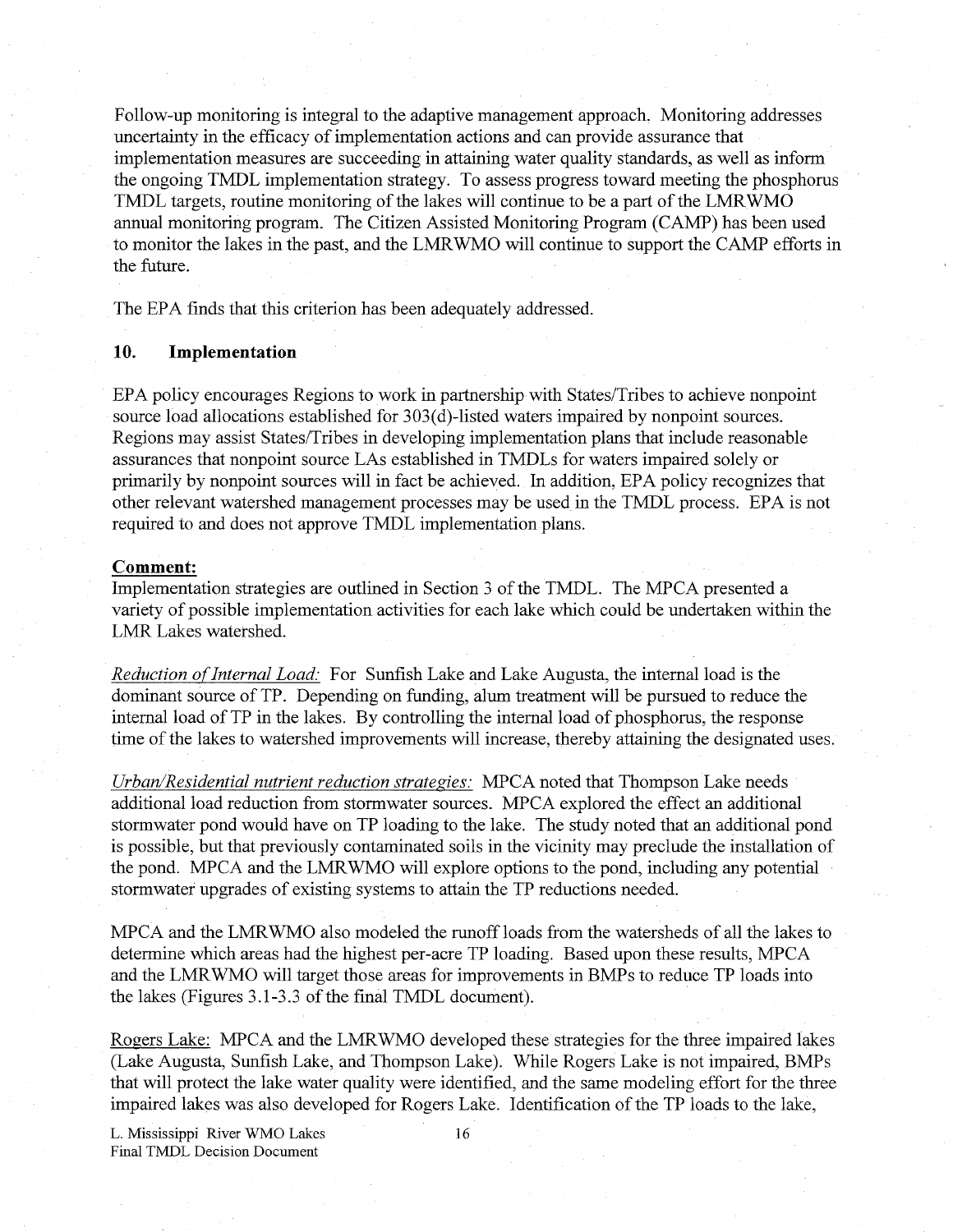Follow-up monitoring is integral to the adaptive management approach. Monitoring addresses uncertainty in the efficacy of implementation actions and can provide assurance that implementation measures are succeeding in attaining water quality standards, as well as inform the ongoing TMDL implementation strategy. To assess progress toward meeting the phosphorus TMDL targets, routine monitoring of the lakes will continue to be a part of the LMRWMO annual monitoring program. The Citizen Assisted Monitoring Program (CAMP) has been used to monitor the lakes in the past, and the LMRWMO will continue to support the CAMP efforts in the future.

The EPA finds that this criterion has been adequately addressed.

## 10. Implementation

EPA policy encourages Regions to work in partnership with States/Tribes to achieve nonpoint source load allocations established for 303(d)-listed waters impaired by nonpoint sources. Regions may assist States/Tribes in developing implementation plans that include reasonable assurances that nonpoint source LAs established in TMDLs for waters impaired solely or primarily by nonpoint sources will in fact be achieved. In addition, EPA policy recognizes that other relevant watershed management processes may be used in the TMDL process. EPA is not required to and does not approve TMDL implementation plans.

**Comment:**

Implementation strategies are outlined in Section 3 of the TMDL. The MPCA presented a variety of possible implementation activities for each lake which could be undertaken within the LMR Lakes watershed.

*Reduction of Internal Load:* For Sunfish Lake and Lake Augusta, the internal load is the dominant source of TP. Depending on funding, alum treatment will be pursued to reduce the internal load of TP in the lakes. By controlling the internal load of phosphorus, the response time of the lakes to watershed improvements will increase, thereby attaining the designated uses.

*Urban/Residential nutrient reduction strategies:* MPCA noted that Thompson Lake needs additional load reduction from stormwater sources. MPCA explored the effect an additional stormwater pond would have on TP loading to the lake. The study noted that an additional pond is possible, but that previously contaminated soils in the vicinity may preclude the installation of the pond. MPCA and the LMRWMO will explore options to the pond, including any potential stormwater upgrades of existing systems to attain the TP reductions needed.

MPCA and the LMRWMO also modeled the runoff loads from the watersheds of all the lakes to determine which areas had the highest per-acre TP loading. Based upon these results, MPCA and the LMRWMO will target those areas for improvements in BMPs to reduce TP loads into the lakes (Figures 3.1-3.3 of the final TMDL document).

Rogers Lake: MPCA and the LMRWMO developed these strategies for the three impaired lakes (Lake Augusta, Sunfish Lake, and Thompson Lake). While Rogers Lake is not impaired, BMPs that will protect the lake water quality were identified, and the same modeling effort for the three impaired lakes was also developed for Rogers Lake. Identification of the TP loads to the lake,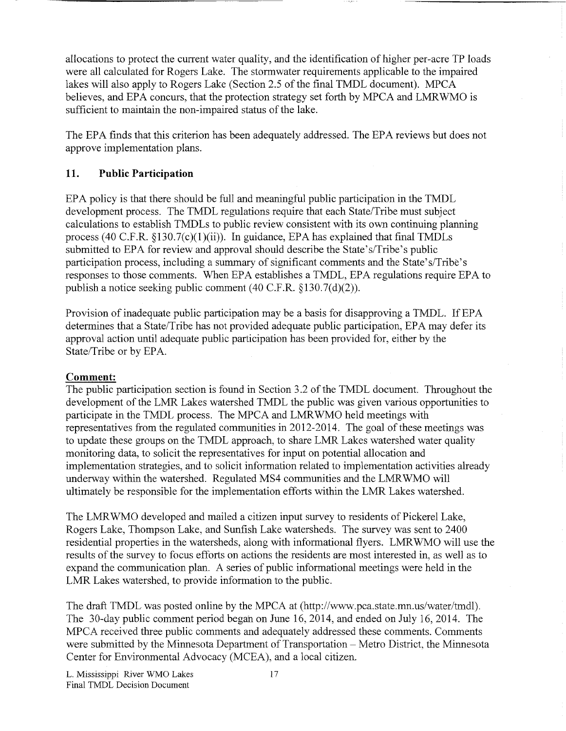allocations to protect the current water quality, and the identification of higher per-acre TP loads were all calculated for Rogers Lake. The stormwater requirements applicable to the impaired lakes will also apply to Rogers Lake (Section 2.5 of the final TMDL document). MPCA believes, and EPA concurs, that the protection strategy set forth by MPCA and LMRWMO is sufficient to maintain the non-impaired status of the lake.

The EPA finds that this criterion has been adequately addressed. The EPA reviews but does not approve implementation plans.

## 11. Public Participation

EPA policy is that there should be full and meaningful public participation in the TMDL development process. The TMDL regulations require that each State/Tribe must subject calculations to establish TMDLs to public review consistent with its own continuing planning process (40 C.F.R. §130.7(c)(1)(ii)). In guidance, EPA has explained that final TMDLs submitted to EPA for review and approval should describe the State's/Tribe's public participation process, including a summary of significant comments and the State's/Tribe's responses to those comments. When EPA establishes a TMDL, EPA regulations require EPA to publish a notice seeking public comment (40 C.F.R. §130.7(d)(2)).

Provision of inadequate public participation may be a basis for disapproving a TMDL. If EPA determines that a State/Tribe has not provided adequate public participation, EPA may defer its approval action until adequate public participation has been provided for, either by the State/Tribe or by EPA.

**Comment:**

The public participation section is found in Section 3.2 of the TMDL document. Throughout the development of the LMR Lakes watershed TMDL the public was given various opportunities to participate in the TMDL process. The MPCA and LMRWMO held meetings with representatives from the regulated communities in 2012-2014. The goal of these meetings was to update these groups on the TMDL approach, to share LMR Lakes watershed water quality monitoring data, to solicit the representatives for input on potential allocation and implementation strategies, and to solicit information related to implementation activities already underway within the watershed. Regulated MS4 communities and the LMRWMO will ultimately be responsible for the implementation efforts within the LMR Lakes watershed.

The LMRWMO developed and mailed a citizen input survey to residents of Pickerel Lake, Rogers Lake, Thompson Lake, and Sunfish Lake watersheds. The survey was sent to 2400 residential properties in the watersheds, along with informational flyers. LMRWMO will use the results of the survey to focus efforts on actions the residents are most interested in, as well as to expand the communication plan. A series of public informational meetings were held in the LMR Lakes watershed, to provide information to the public.

The draft TMDL was posted online by the MPCA at (http://www.pca.state.mn.us/water/tmdl). The 30-day public comment period began on June 16, 2014, and ended on July 16, 2014. The MPCA received three public comments and adequately addressed these comments. Comments were submitted by the Minnesota Department of Transportation – Metro District, the Minnesota Center for Environmental Advocacy (MCEA), and a local citizen.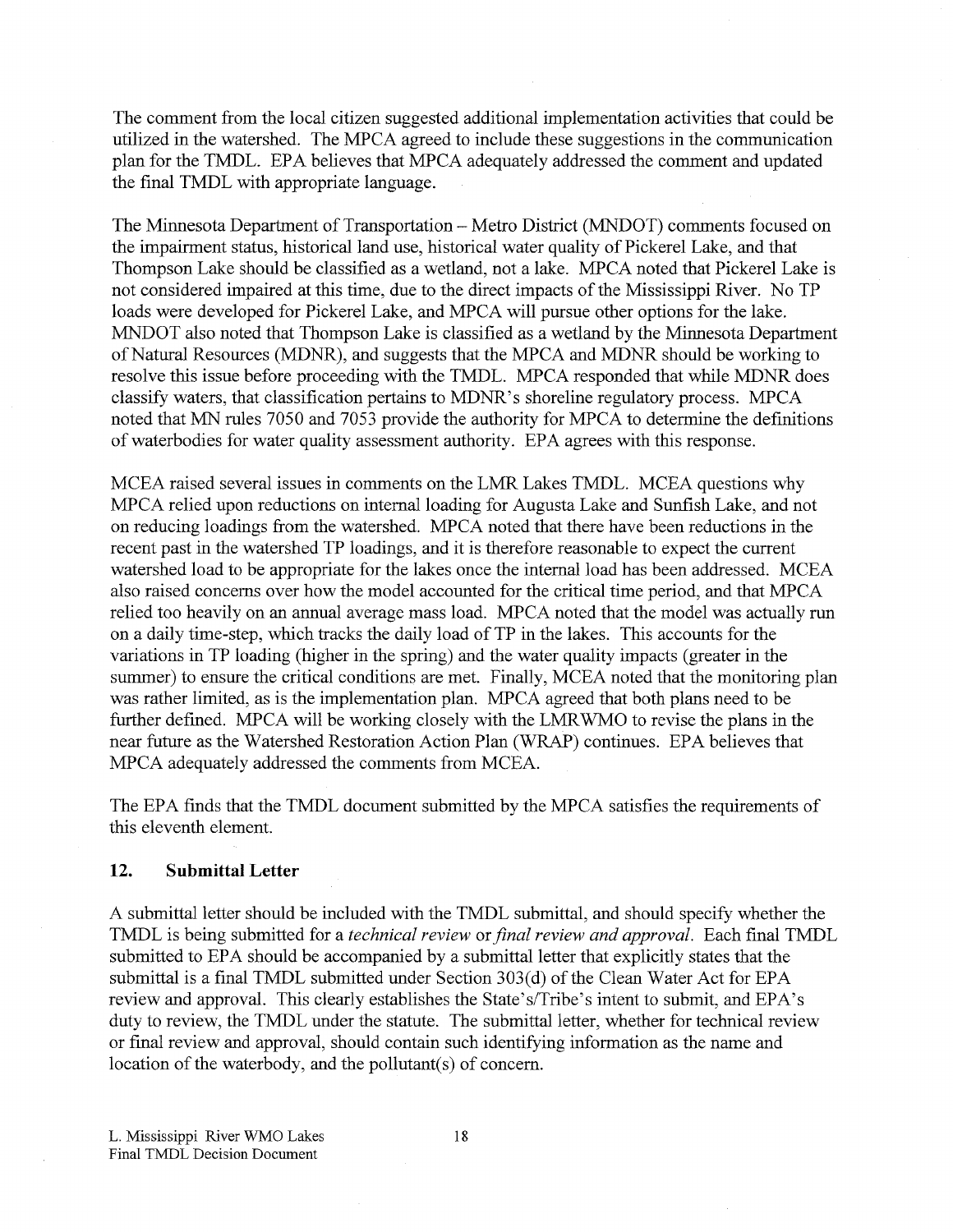The comment from the local citizen suggested additional implementation activities that could be utilized in the watershed. The MPCA agreed to include these suggestions in the communication plan for the TMDL. EPA believes that MPCA adequately addressed the comment and updated the final TMDL with appropriate language.

The Minnesota Department of Transportation – Metro District (MNDOT) comments focused on the impairment status, historical land use, historical water quality of Pickerel Lake, and that Thompson Lake should be classified as a wetland, not a lake. MPCA noted that Pickerel Lake is not considered impaired at this time, due to the direct impacts of the Mississippi River. No TP loads were developed for Pickerel Lake, and MPCA will pursue other options for the lake. MNDOT also noted that Thompson Lake is classified as a wetland by the Minnesota Department of Natural Resources (MDNR), and suggests that the MPCA and MDNR should be working to resolve this issue before proceeding with the TMDL. MPCA responded that while MDNR does classify waters, that classification pertains to MDNR's shoreline regulatory process. MPCA noted that MN rules 7050 and 7053 provide the authority for MPCA to determine the definitions of waterbodies for water quality assessment authority. EPA agrees with this response.

MCEA raised several issues in comments on the LMR Lakes TMDL. MCEA questions why MPCA relied upon reductions on internal loading for Augusta Lake and Sunfish Lake, and not on reducing loadings from the watershed. MPCA noted that there have been reductions in the recent past in the watershed TP loadings, and it is therefore reasonable to expect the current watershed load to be appropriate for the lakes once the internal load has been addressed. MCEA also raised concerns over how the model accounted for the critical time period, and that MPCA relied too heavily on an annual average mass load. MPCA noted that the model was actually run on a daily time-step, which tracks the daily load of TP in the lakes. This accounts for the variations in TP loading (higher in the spring) and the water quality impacts (greater in the summer) to ensure the critical conditions are met. Finally, MCEA noted that the monitoring plan was rather limited, as is the implementation plan. MPCA agreed that both plans need to be further defined. MPCA will be working closely with the LMRWMO to revise the plans in the near future as the Watershed Restoration Action Plan (WRAP) continues. EPA believes that MPCA adequately addressed the comments from MCEA.

The EPA finds that the TMDL document submitted by the MPCA satisfies the requirements of this eleventh element.

## 12. Submittal Letter

A submittal letter should be included with the TMDL submittal, and should specify whether the TMDL is being submitted for a *technical review* or *final review and approval*. Each final TMDL submitted to EPA should be accompanied by a submittal letter that explicitly states that the submittal is a final TMDL submitted under Section 303(d) of the Clean Water Act for EPA review and approval. This clearly establishes the State's/Tribe's intent to submit, and EPA's duty to review, the TMDL under the statute. The submittal letter, whether for technical review or final review and approval, should contain such identifying information as the name and location of the waterbody, and the pollutant(s) of concern.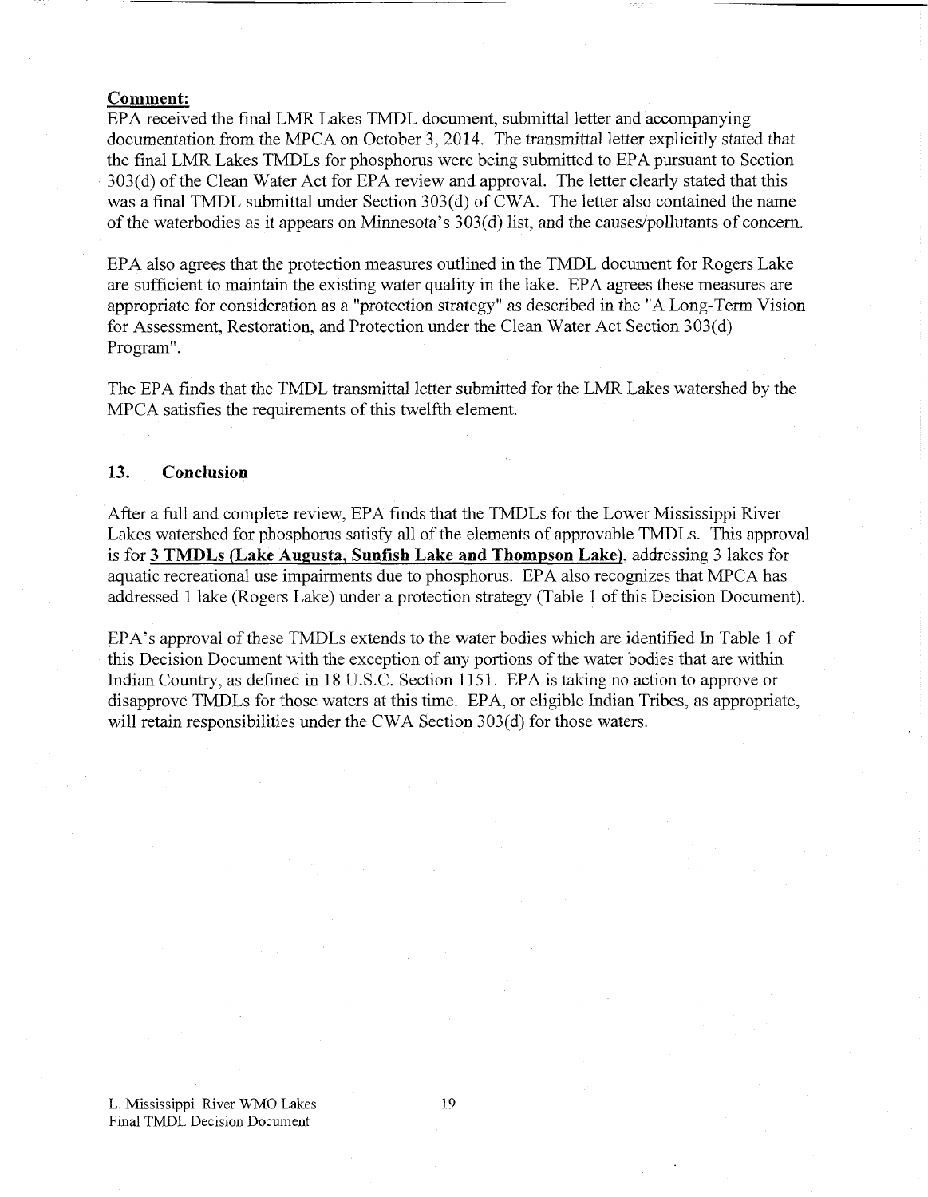**Comment:**

EPA received the final LMR Lakes TMDL document, submittal letter and accompanying documentation from the MPCA on October 3, 2014. The transmittal letter explicitly stated that the final LMR Lakes TMDLs for phosphorus were being submitted to EPA pursuant to Section 303(d) of the Clean Water Act for EPA review and approval. The letter clearly stated that this was a final TMDL submittal under Section 303(d) of CWA. The letter also contained the name of the waterbodies as it appears on Minnesota's 303(d) list, and the causes/pollutants of concern.

EPA also agrees that the protection measures outlined in the TMDL document for Rogers Lake are sufficient to maintain the existing water quality in the lake. EPA agrees these measures are appropriate for consideration as a "protection strategy" as described in the "A Long-Term Vision for Assessment, Restoration, and Protection under the Clean Water Act Section 303(d) Program".

The EPA finds that the TMDL transmittal letter submitted for the LMR Lakes watershed by the MPCA satisfies the requirements of this twelfth element.

### 13. Conclusion

After a full and complete review, EPA finds that the TMDLs for the Lower Mississippi River Lakes watershed for phosphorus satisfy all of the elements of approvable TMDLs. This approval is for **3 TMDLs (Lake Augusta, Sunfish Lake and Thompson Lake)**, addressing 3 lakes for aquatic recreational use impairments due to phosphorus. EPA also recognizes that MPCA has addressed 1 lake (Rogers Lake) under a protection strategy (Table 1 of this Decision Document).

EPA's approval of these TMDLs extends to the water bodies which are identified In Table 1 of this Decision Document with the exception of any portions of the water bodies that are within Indian Country, as defined in 18 U.S.C. Section 1151. EPA is taking no action to approve or disapprove TMDLs for those waters at this time. EPA, or eligible Indian Tribes, as appropriate, will retain responsibilities under the CWA Section 303(d) for those waters.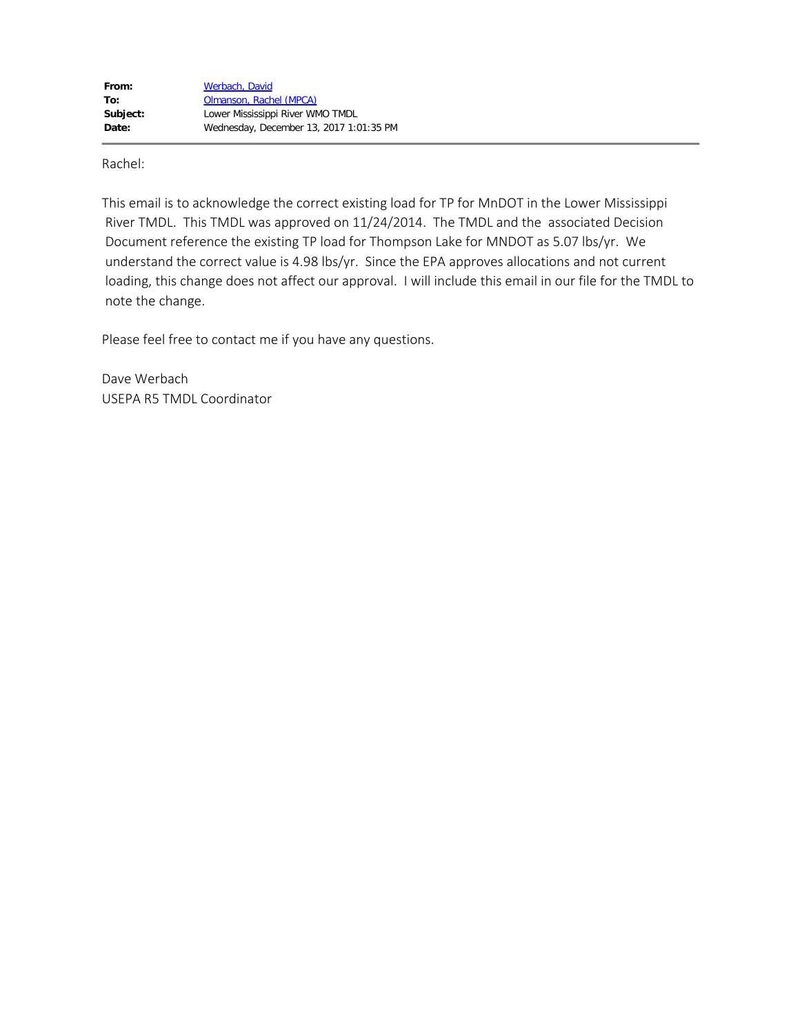| | |
|---|---|
| **From:** | Werbach, David |
| **To:** | Olmanson, Rachel (MPCA) |
| **Subject:** | Lower Mississippi River WMO TMDL |
| **Date:** | Wednesday, December 13, 2017 1:01:35 PM |

Rachel:

This email is to acknowledge the correct existing load for TP for MnDOT in the Lower Mississippi River TMDL. This TMDL was approved on 11/24/2014. The TMDL and the associated Decision Document reference the existing TP load for Thompson Lake for MNDOT as 5.07 lbs/yr. We understand the correct value is 4.98 lbs/yr. Since the EPA approves allocations and not current loading, this change does not affect our approval. I will include this email in our file for the TMDL to note the change.

Please feel free to contact me if you have any questions.

Dave Werbach
USEPA R5 TMDL Coordinator